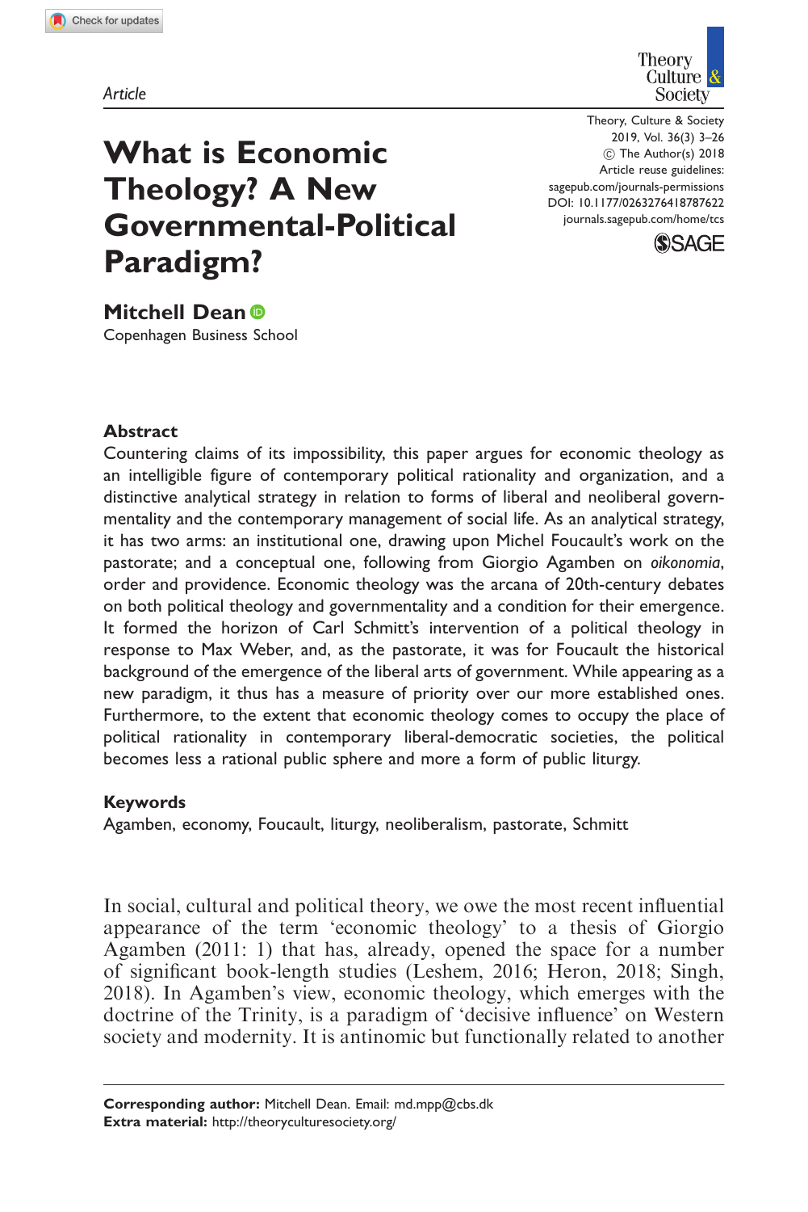Article

# What is Economic Theology? A New Governmental-Political Paradigm?

Theory, Culture & Society
2019, Vol. 36(3) 3–26
© The Author(s) 2018
Article reuse guidelines: sagepub.com/journals-permissions
DOI: 10.1177/0263276418787622
journals.sagepub.com/home/tcs

**Mitchell Dean**
Copenhagen Business School

## Abstract

Countering claims of its impossibility, this paper argues for economic theology as an intelligible figure of contemporary political rationality and organization, and a distinctive analytical strategy in relation to forms of liberal and neoliberal governmentality and the contemporary management of social life. As an analytical strategy, it has two arms: an institutional one, drawing upon Michel Foucault's work on the pastorate; and a conceptual one, following from Giorgio Agamben on *oikonomia*, order and providence. Economic theology was the arcana of 20th-century debates on both political theology and governmentality and a condition for their emergence. It formed the horizon of Carl Schmitt's intervention of a political theology in response to Max Weber, and, as the pastorate, it was for Foucault the historical background of the emergence of the liberal arts of government. While appearing as a new paradigm, it thus has a measure of priority over our more established ones. Furthermore, to the extent that economic theology comes to occupy the place of political rationality in contemporary liberal-democratic societies, the political becomes less a rational public sphere and more a form of public liturgy.

### Keywords

Agamben, economy, Foucault, liturgy, neoliberalism, pastorate, Schmitt

In social, cultural and political theory, we owe the most recent influential appearance of the term 'economic theology' to a thesis of Giorgio Agamben (2011: 1) that has, already, opened the space for a number of significant book-length studies (Leshem, 2016; Heron, 2018; Singh, 2018). In Agamben's view, economic theology, which emerges with the doctrine of the Trinity, is a paradigm of 'decisive influence' on Western society and modernity. It is antinomic but functionally related to another

**Corresponding author:** Mitchell Dean. Email: md.mpp@cbs.dk
**Extra material:** http://theoryculturesociety.org/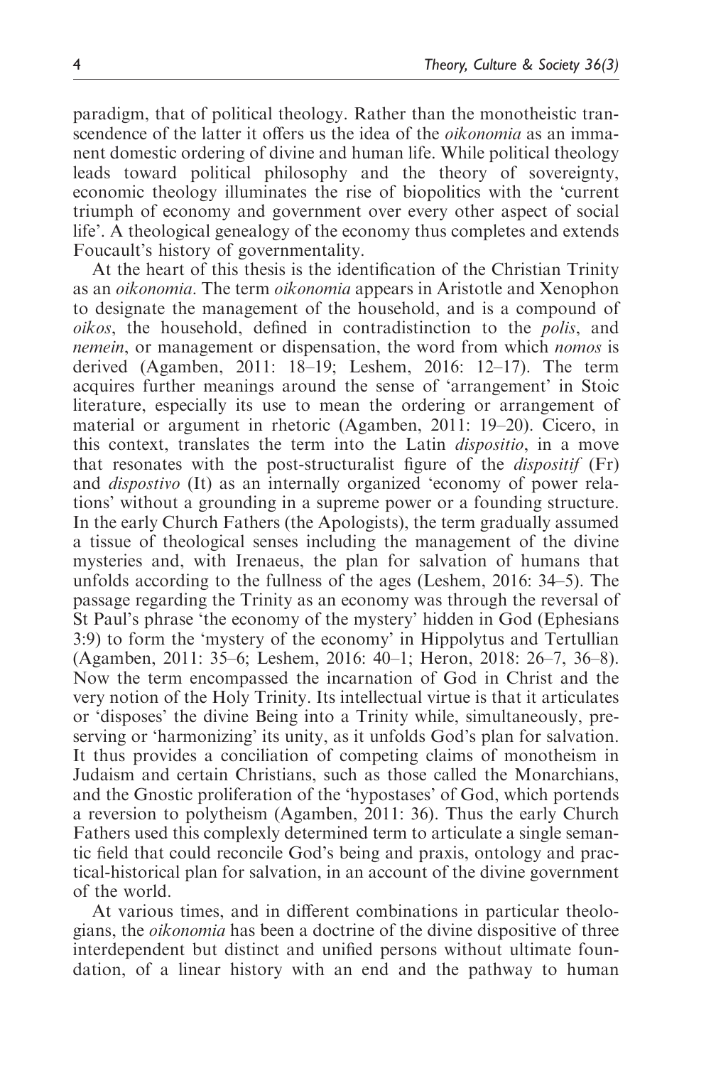paradigm, that of political theology. Rather than the monotheistic transcendence of the latter it offers us the idea of the *oikonomia* as an immanent domestic ordering of divine and human life. While political theology leads toward political philosophy and the theory of sovereignty, economic theology illuminates the rise of biopolitics with the 'current triumph of economy and government over every other aspect of social life'. A theological genealogy of the economy thus completes and extends Foucault's history of governmentality.

At the heart of this thesis is the identification of the Christian Trinity as an *oikonomia*. The term *oikonomia* appears in Aristotle and Xenophon to designate the management of the household, and is a compound of *oikos*, the household, defined in contradistinction to the *polis*, and *nemein*, or management or dispensation, the word from which *nomos* is derived (Agamben, 2011: 18–19; Leshem, 2016: 12–17). The term acquires further meanings around the sense of 'arrangement' in Stoic literature, especially its use to mean the ordering or arrangement of material or argument in rhetoric (Agamben, 2011: 19–20). Cicero, in this context, translates the term into the Latin *dispositio*, in a move that resonates with the post-structuralist figure of the *dispositif* (Fr) and *dispostivo* (It) as an internally organized 'economy of power relations' without a grounding in a supreme power or a founding structure. In the early Church Fathers (the Apologists), the term gradually assumed a tissue of theological senses including the management of the divine mysteries and, with Irenaeus, the plan for salvation of humans that unfolds according to the fullness of the ages (Leshem, 2016: 34–5). The passage regarding the Trinity as an economy was through the reversal of St Paul's phrase 'the economy of the mystery' hidden in God (Ephesians 3:9) to form the 'mystery of the economy' in Hippolytus and Tertullian (Agamben, 2011: 35–6; Leshem, 2016: 40–1; Heron, 2018: 26–7, 36–8). Now the term encompassed the incarnation of God in Christ and the very notion of the Holy Trinity. Its intellectual virtue is that it articulates or 'disposes' the divine Being into a Trinity while, simultaneously, preserving or 'harmonizing' its unity, as it unfolds God's plan for salvation. It thus provides a conciliation of competing claims of monotheism in Judaism and certain Christians, such as those called the Monarchians, and the Gnostic proliferation of the 'hypostases' of God, which portends a reversion to polytheism (Agamben, 2011: 36). Thus the early Church Fathers used this complexly determined term to articulate a single semantic field that could reconcile God's being and praxis, ontology and practical-historical plan for salvation, in an account of the divine government of the world.

At various times, and in different combinations in particular theologians, the *oikonomia* has been a doctrine of the divine dispositive of three interdependent but distinct and unified persons without ultimate foundation, of a linear history with an end and the pathway to human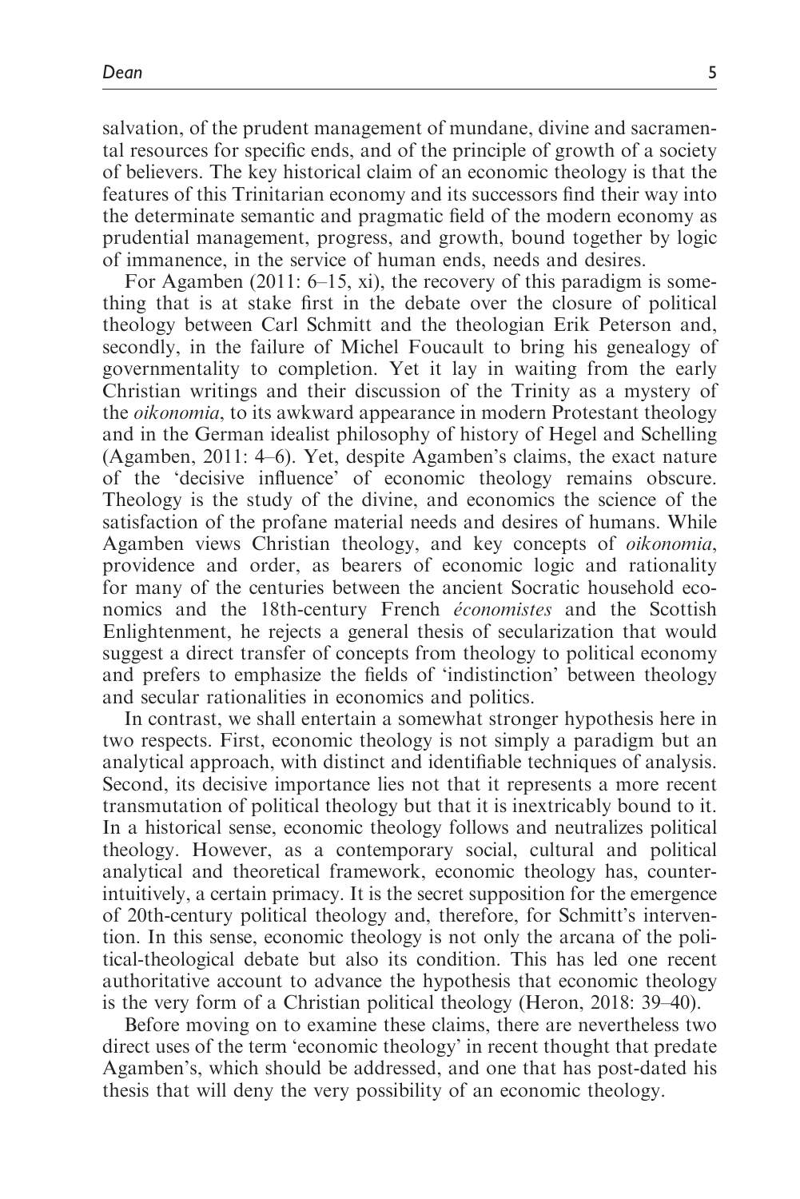salvation, of the prudent management of mundane, divine and sacramental resources for specific ends, and of the principle of growth of a society of believers. The key historical claim of an economic theology is that the features of this Trinitarian economy and its successors find their way into the determinate semantic and pragmatic field of the modern economy as prudential management, progress, and growth, bound together by logic of immanence, in the service of human ends, needs and desires.

For Agamben (2011: 6–15, xi), the recovery of this paradigm is something that is at stake first in the debate over the closure of political theology between Carl Schmitt and the theologian Erik Peterson and, secondly, in the failure of Michel Foucault to bring his genealogy of governmentality to completion. Yet it lay in waiting from the early Christian writings and their discussion of the Trinity as a mystery of the *oikonomia*, to its awkward appearance in modern Protestant theology and in the German idealist philosophy of history of Hegel and Schelling (Agamben, 2011: 4–6). Yet, despite Agamben's claims, the exact nature of the 'decisive influence' of economic theology remains obscure. Theology is the study of the divine, and economics the science of the satisfaction of the profane material needs and desires of humans. While Agamben views Christian theology, and key concepts of *oikonomia*, providence and order, as bearers of economic logic and rationality for many of the centuries between the ancient Socratic household economics and the 18th-century French *économistes* and the Scottish Enlightenment, he rejects a general thesis of secularization that would suggest a direct transfer of concepts from theology to political economy and prefers to emphasize the fields of 'indistinction' between theology and secular rationalities in economics and politics.

In contrast, we shall entertain a somewhat stronger hypothesis here in two respects. First, economic theology is not simply a paradigm but an analytical approach, with distinct and identifiable techniques of analysis. Second, its decisive importance lies not that it represents a more recent transmutation of political theology but that it is inextricably bound to it. In a historical sense, economic theology follows and neutralizes political theology. However, as a contemporary social, cultural and political analytical and theoretical framework, economic theology has, counter-intuitively, a certain primacy. It is the secret supposition for the emergence of 20th-century political theology and, therefore, for Schmitt's intervention. In this sense, economic theology is not only the arcana of the political-theological debate but also its condition. This has led one recent authoritative account to advance the hypothesis that economic theology is the very form of a Christian political theology (Heron, 2018: 39–40).

Before moving on to examine these claims, there are nevertheless two direct uses of the term 'economic theology' in recent thought that predate Agamben's, which should be addressed, and one that has post-dated his thesis that will deny the very possibility of an economic theology.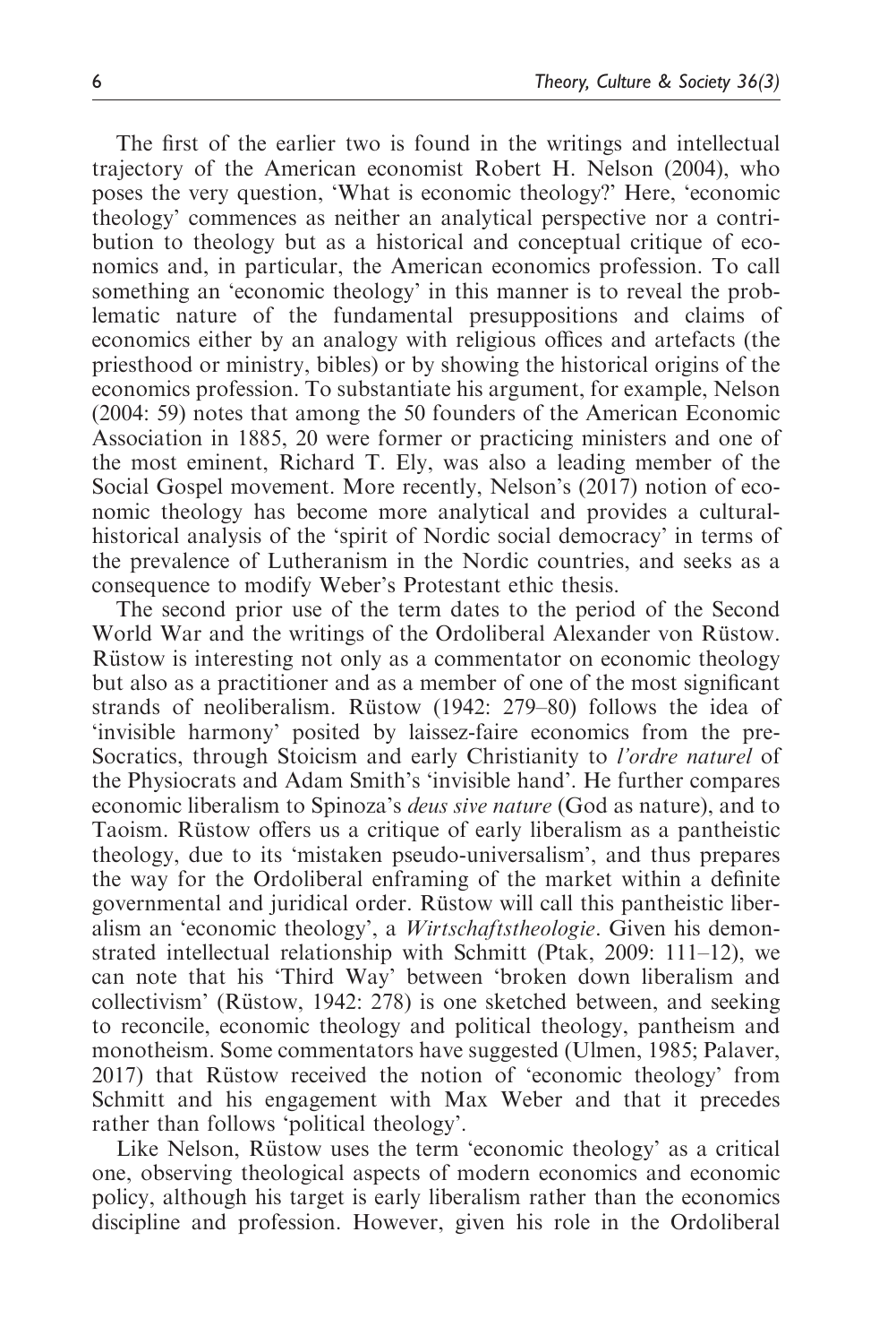The first of the earlier two is found in the writings and intellectual trajectory of the American economist Robert H. Nelson (2004), who poses the very question, 'What is economic theology?' Here, 'economic theology' commences as neither an analytical perspective nor a contribution to theology but as a historical and conceptual critique of economics and, in particular, the American economics profession. To call something an 'economic theology' in this manner is to reveal the problematic nature of the fundamental presuppositions and claims of economics either by an analogy with religious offices and artefacts (the priesthood or ministry, bibles) or by showing the historical origins of the economics profession. To substantiate his argument, for example, Nelson (2004: 59) notes that among the 50 founders of the American Economic Association in 1885, 20 were former or practicing ministers and one of the most eminent, Richard T. Ely, was also a leading member of the Social Gospel movement. More recently, Nelson's (2017) notion of economic theology has become more analytical and provides a cultural-historical analysis of the 'spirit of Nordic social democracy' in terms of the prevalence of Lutheranism in the Nordic countries, and seeks as a consequence to modify Weber's Protestant ethic thesis.

The second prior use of the term dates to the period of the Second World War and the writings of the Ordoliberal Alexander von Rüstow. Rüstow is interesting not only as a commentator on economic theology but also as a practitioner and as a member of one of the most significant strands of neoliberalism. Rüstow (1942: 279–80) follows the idea of 'invisible harmony' posited by laissez-faire economics from the pre-Socratics, through Stoicism and early Christianity to *l'ordre naturel* of the Physiocrats and Adam Smith's 'invisible hand'. He further compares economic liberalism to Spinoza's *deus sive nature* (God as nature), and to Taoism. Rüstow offers us a critique of early liberalism as a pantheistic theology, due to its 'mistaken pseudo-universalism', and thus prepares the way for the Ordoliberal enframing of the market within a definite governmental and juridical order. Rüstow will call this pantheistic liberalism an 'economic theology', a *Wirtschaftstheologie*. Given his demonstrated intellectual relationship with Schmitt (Ptak, 2009: 111–12), we can note that his 'Third Way' between 'broken down liberalism and collectivism' (Rüstow, 1942: 278) is one sketched between, and seeking to reconcile, economic theology and political theology, pantheism and monotheism. Some commentators have suggested (Ulmen, 1985; Palaver, 2017) that Rüstow received the notion of 'economic theology' from Schmitt and his engagement with Max Weber and that it precedes rather than follows 'political theology'.

Like Nelson, Rüstow uses the term 'economic theology' as a critical one, observing theological aspects of modern economics and economic policy, although his target is early liberalism rather than the economics discipline and profession. However, given his role in the Ordoliberal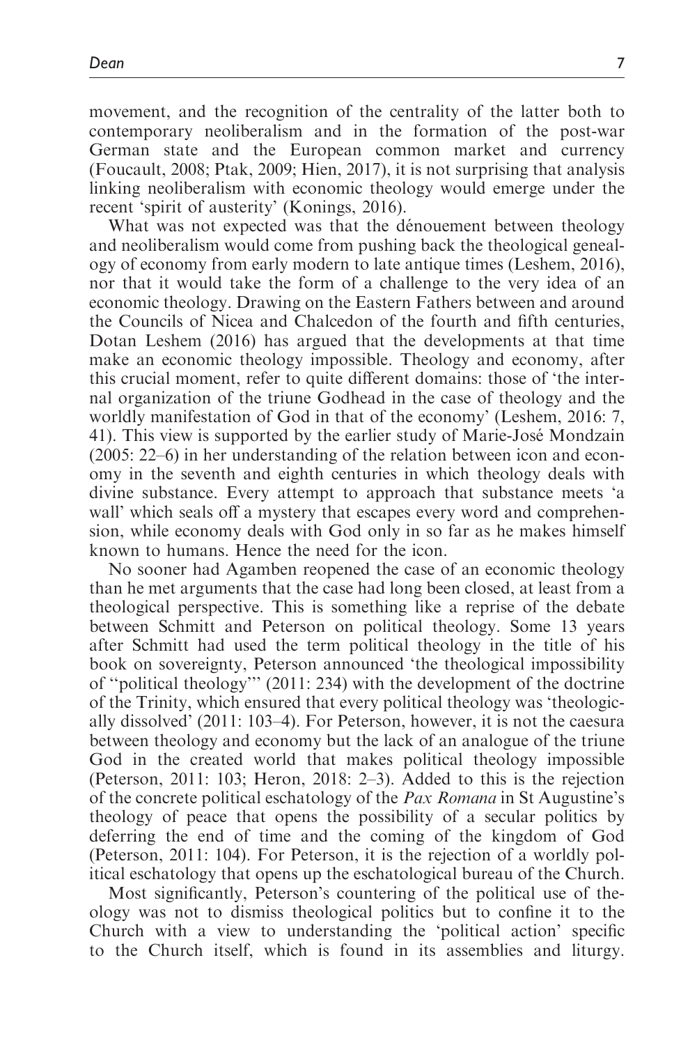movement, and the recognition of the centrality of the latter both to contemporary neoliberalism and in the formation of the post-war German state and the European common market and currency (Foucault, 2008; Ptak, 2009; Hien, 2017), it is not surprising that analysis linking neoliberalism with economic theology would emerge under the recent 'spirit of austerity' (Konings, 2016).

What was not expected was that the dénouement between theology and neoliberalism would come from pushing back the theological genealogy of economy from early modern to late antique times (Leshem, 2016), nor that it would take the form of a challenge to the very idea of an economic theology. Drawing on the Eastern Fathers between and around the Councils of Nicea and Chalcedon of the fourth and fifth centuries, Dotan Leshem (2016) has argued that the developments at that time make an economic theology impossible. Theology and economy, after this crucial moment, refer to quite different domains: those of 'the internal organization of the triune Godhead in the case of theology and the worldly manifestation of God in that of the economy' (Leshem, 2016: 7, 41). This view is supported by the earlier study of Marie-José Mondzain (2005: 22–6) in her understanding of the relation between icon and economy in the seventh and eighth centuries in which theology deals with divine substance. Every attempt to approach that substance meets 'a wall' which seals off a mystery that escapes every word and comprehension, while economy deals with God only in so far as he makes himself known to humans. Hence the need for the icon.

No sooner had Agamben reopened the case of an economic theology than he met arguments that the case had long been closed, at least from a theological perspective. This is something like a reprise of the debate between Schmitt and Peterson on political theology. Some 13 years after Schmitt had used the term political theology in the title of his book on sovereignty, Peterson announced 'the theological impossibility of "political theology"' (2011: 234) with the development of the doctrine of the Trinity, which ensured that every political theology was 'theologically dissolved' (2011: 103–4). For Peterson, however, it is not the caesura between theology and economy but the lack of an analogue of the triune God in the created world that makes political theology impossible (Peterson, 2011: 103; Heron, 2018: 2–3). Added to this is the rejection of the concrete political eschatology of the *Pax Romana* in St Augustine's theology of peace that opens the possibility of a secular politics by deferring the end of time and the coming of the kingdom of God (Peterson, 2011: 104). For Peterson, it is the rejection of a worldly political eschatology that opens up the eschatological bureau of the Church.

Most significantly, Peterson's countering of the political use of theology was not to dismiss theological politics but to confine it to the Church with a view to understanding the 'political action' specific to the Church itself, which is found in its assemblies and liturgy.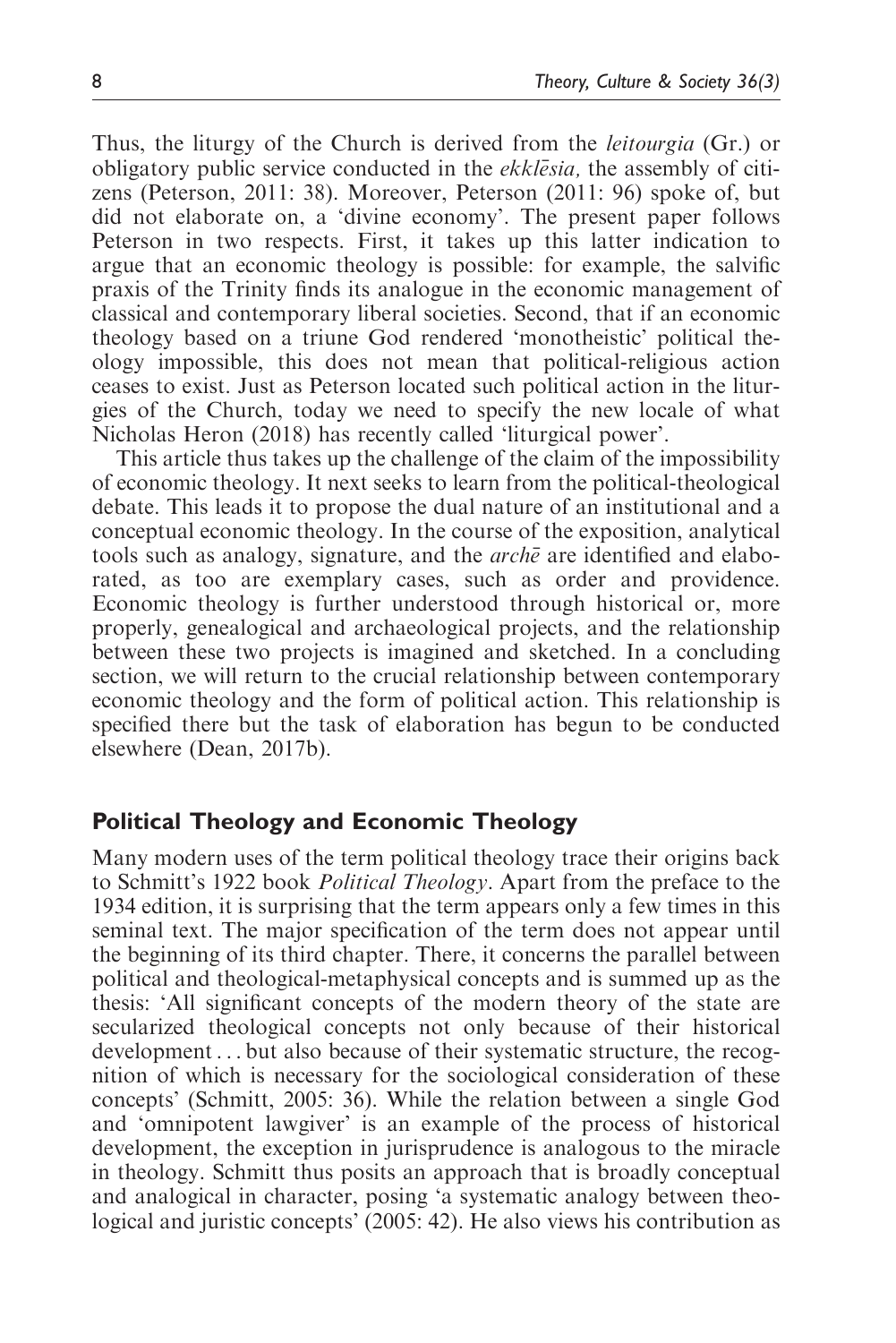Thus, the liturgy of the Church is derived from the *leitourgia* (Gr.) or obligatory public service conducted in the *ekklēsia,* the assembly of citizens (Peterson, 2011: 38). Moreover, Peterson (2011: 96) spoke of, but did not elaborate on, a 'divine economy'. The present paper follows Peterson in two respects. First, it takes up this latter indication to argue that an economic theology is possible: for example, the salvific praxis of the Trinity finds its analogue in the economic management of classical and contemporary liberal societies. Second, that if an economic theology based on a triune God rendered 'monotheistic' political theology impossible, this does not mean that political-religious action ceases to exist. Just as Peterson located such political action in the liturgies of the Church, today we need to specify the new locale of what Nicholas Heron (2018) has recently called 'liturgical power'.

This article thus takes up the challenge of the claim of the impossibility of economic theology. It next seeks to learn from the political-theological debate. This leads it to propose the dual nature of an institutional and a conceptual economic theology. In the course of the exposition, analytical tools such as analogy, signature, and the *archē* are identified and elaborated, as too are exemplary cases, such as order and providence. Economic theology is further understood through historical or, more properly, genealogical and archaeological projects, and the relationship between these two projects is imagined and sketched. In a concluding section, we will return to the crucial relationship between contemporary economic theology and the form of political action. This relationship is specified there but the task of elaboration has begun to be conducted elsewhere (Dean, 2017b).

## Political Theology and Economic Theology

Many modern uses of the term political theology trace their origins back to Schmitt's 1922 book *Political Theology*. Apart from the preface to the 1934 edition, it is surprising that the term appears only a few times in this seminal text. The major specification of the term does not appear until the beginning of its third chapter. There, it concerns the parallel between political and theological-metaphysical concepts and is summed up as the thesis: 'All significant concepts of the modern theory of the state are secularized theological concepts not only because of their historical development ... but also because of their systematic structure, the recognition of which is necessary for the sociological consideration of these concepts' (Schmitt, 2005: 36). While the relation between a single God and 'omnipotent lawgiver' is an example of the process of historical development, the exception in jurisprudence is analogous to the miracle in theology. Schmitt thus posits an approach that is broadly conceptual and analogical in character, posing 'a systematic analogy between theological and juristic concepts' (2005: 42). He also views his contribution as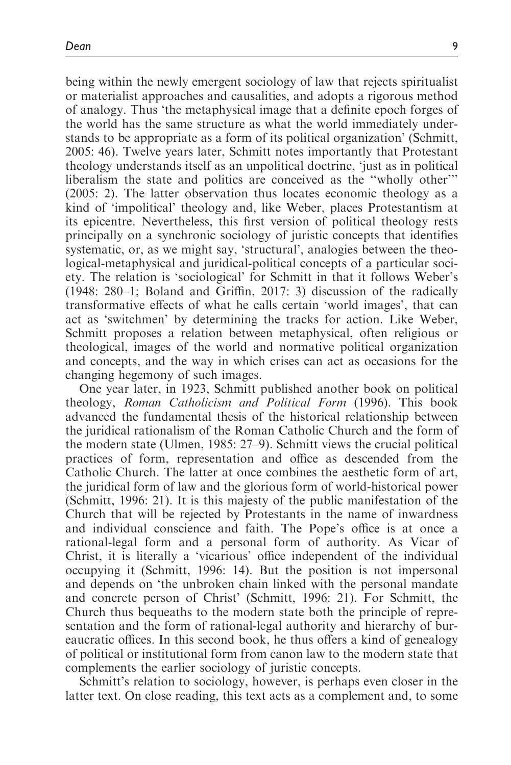being within the newly emergent sociology of law that rejects spiritualist or materialist approaches and causalities, and adopts a rigorous method of analogy. Thus 'the metaphysical image that a definite epoch forges of the world has the same structure as what the world immediately understands to be appropriate as a form of its political organization' (Schmitt, 2005: 46). Twelve years later, Schmitt notes importantly that Protestant theology understands itself as an unpolitical doctrine, 'just as in political liberalism the state and politics are conceived as the "wholly other"' (2005: 2). The latter observation thus locates economic theology as a kind of 'impolitical' theology and, like Weber, places Protestantism at its epicentre. Nevertheless, this first version of political theology rests principally on a synchronic sociology of juristic concepts that identifies systematic, or, as we might say, 'structural', analogies between the theological-metaphysical and juridical-political concepts of a particular society. The relation is 'sociological' for Schmitt in that it follows Weber's (1948: 280–1; Boland and Griffin, 2017: 3) discussion of the radically transformative effects of what he calls certain 'world images', that can act as 'switchmen' by determining the tracks for action. Like Weber, Schmitt proposes a relation between metaphysical, often religious or theological, images of the world and normative political organization and concepts, and the way in which crises can act as occasions for the changing hegemony of such images.

One year later, in 1923, Schmitt published another book on political theology, *Roman Catholicism and Political Form* (1996). This book advanced the fundamental thesis of the historical relationship between the juridical rationalism of the Roman Catholic Church and the form of the modern state (Ulmen, 1985: 27–9). Schmitt views the crucial political practices of form, representation and office as descended from the Catholic Church. The latter at once combines the aesthetic form of art, the juridical form of law and the glorious form of world-historical power (Schmitt, 1996: 21). It is this majesty of the public manifestation of the Church that will be rejected by Protestants in the name of inwardness and individual conscience and faith. The Pope's office is at once a rational-legal form and a personal form of authority. As Vicar of Christ, it is literally a 'vicarious' office independent of the individual occupying it (Schmitt, 1996: 14). But the position is not impersonal and depends on 'the unbroken chain linked with the personal mandate and concrete person of Christ' (Schmitt, 1996: 21). For Schmitt, the Church thus bequeaths to the modern state both the principle of representation and the form of rational-legal authority and hierarchy of bureaucratic offices. In this second book, he thus offers a kind of genealogy of political or institutional form from canon law to the modern state that complements the earlier sociology of juristic concepts.

Schmitt's relation to sociology, however, is perhaps even closer in the latter text. On close reading, this text acts as a complement and, to some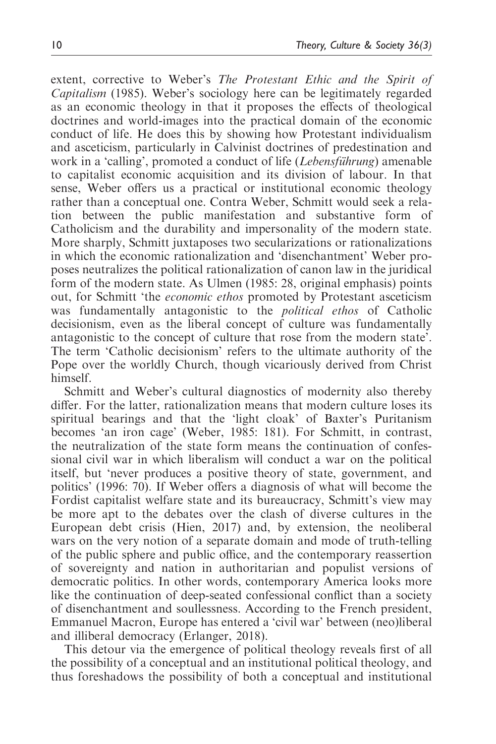extent, corrective to Weber's *The Protestant Ethic and the Spirit of Capitalism* (1985). Weber's sociology here can be legitimately regarded as an economic theology in that it proposes the effects of theological doctrines and world-images into the practical domain of the economic conduct of life. He does this by showing how Protestant individualism and asceticism, particularly in Calvinist doctrines of predestination and work in a 'calling', promoted a conduct of life (*Lebensführung*) amenable to capitalist economic acquisition and its division of labour. In that sense, Weber offers us a practical or institutional economic theology rather than a conceptual one. Contra Weber, Schmitt would seek a relation between the public manifestation and substantive form of Catholicism and the durability and impersonality of the modern state. More sharply, Schmitt juxtaposes two secularizations or rationalizations in which the economic rationalization and 'disenchantment' Weber proposes neutralizes the political rationalization of canon law in the juridical form of the modern state. As Ulmen (1985: 28, original emphasis) points out, for Schmitt 'the *economic ethos* promoted by Protestant asceticism was fundamentally antagonistic to the *political ethos* of Catholic decisionism, even as the liberal concept of culture was fundamentally antagonistic to the concept of culture that rose from the modern state'. The term 'Catholic decisionism' refers to the ultimate authority of the Pope over the worldly Church, though vicariously derived from Christ himself.

Schmitt and Weber's cultural diagnostics of modernity also thereby differ. For the latter, rationalization means that modern culture loses its spiritual bearings and that the 'light cloak' of Baxter's Puritanism becomes 'an iron cage' (Weber, 1985: 181). For Schmitt, in contrast, the neutralization of the state form means the continuation of confessional civil war in which liberalism will conduct a war on the political itself, but 'never produces a positive theory of state, government, and politics' (1996: 70). If Weber offers a diagnosis of what will become the Fordist capitalist welfare state and its bureaucracy, Schmitt's view may be more apt to the debates over the clash of diverse cultures in the European debt crisis (Hien, 2017) and, by extension, the neoliberal wars on the very notion of a separate domain and mode of truth-telling of the public sphere and public office, and the contemporary reassertion of sovereignty and nation in authoritarian and populist versions of democratic politics. In other words, contemporary America looks more like the continuation of deep-seated confessional conflict than a society of disenchantment and soullessness. According to the French president, Emmanuel Macron, Europe has entered a 'civil war' between (neo)liberal and illiberal democracy (Erlanger, 2018).

This detour via the emergence of political theology reveals first of all the possibility of a conceptual and an institutional political theology, and thus foreshadows the possibility of both a conceptual and institutional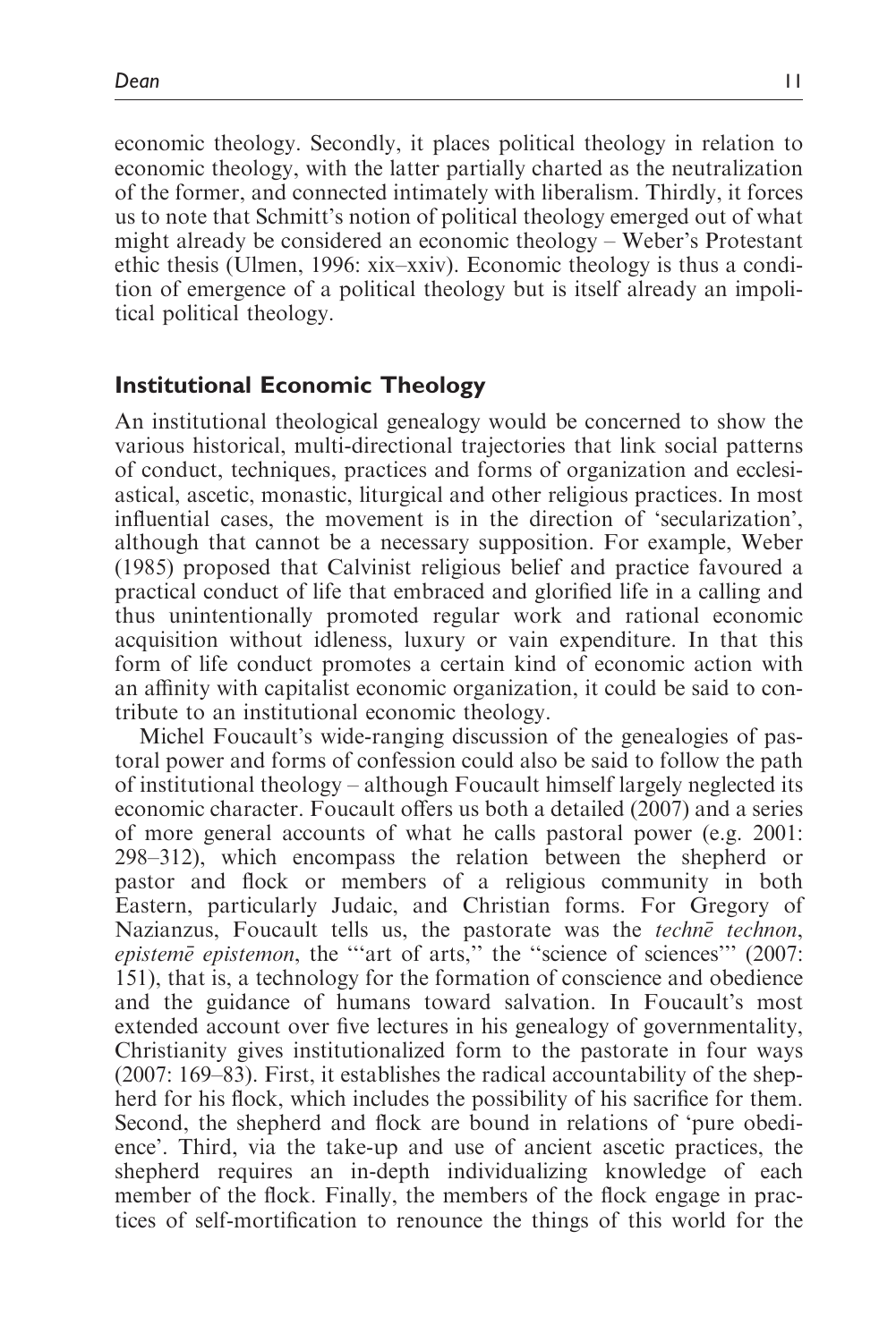economic theology. Secondly, it places political theology in relation to economic theology, with the latter partially charted as the neutralization of the former, and connected intimately with liberalism. Thirdly, it forces us to note that Schmitt's notion of political theology emerged out of what might already be considered an economic theology – Weber's Protestant ethic thesis (Ulmen, 1996: xix–xxiv). Economic theology is thus a condition of emergence of a political theology but is itself already an impolitical political theology.

## Institutional Economic Theology

An institutional theological genealogy would be concerned to show the various historical, multi-directional trajectories that link social patterns of conduct, techniques, practices and forms of organization and ecclesiastical, ascetic, monastic, liturgical and other religious practices. In most influential cases, the movement is in the direction of 'secularization', although that cannot be a necessary supposition. For example, Weber (1985) proposed that Calvinist religious belief and practice favoured a practical conduct of life that embraced and glorified life in a calling and thus unintentionally promoted regular work and rational economic acquisition without idleness, luxury or vain expenditure. In that this form of life conduct promotes a certain kind of economic action with an affinity with capitalist economic organization, it could be said to contribute to an institutional economic theology.

Michel Foucault's wide-ranging discussion of the genealogies of pastoral power and forms of confession could also be said to follow the path of institutional theology – although Foucault himself largely neglected its economic character. Foucault offers us both a detailed (2007) and a series of more general accounts of what he calls pastoral power (e.g. 2001: 298–312), which encompass the relation between the shepherd or pastor and flock or members of a religious community in both Eastern, particularly Judaic, and Christian forms. For Gregory of Nazianzus, Foucault tells us, the pastorate was the *technē technon*, *epistemē epistemon*, the '"art of arts," the "science of sciences"' (2007: 151), that is, a technology for the formation of conscience and obedience and the guidance of humans toward salvation. In Foucault's most extended account over five lectures in his genealogy of governmentality, Christianity gives institutionalized form to the pastorate in four ways (2007: 169–83). First, it establishes the radical accountability of the shepherd for his flock, which includes the possibility of his sacrifice for them. Second, the shepherd and flock are bound in relations of 'pure obedience'. Third, via the take-up and use of ancient ascetic practices, the shepherd requires an in-depth individualizing knowledge of each member of the flock. Finally, the members of the flock engage in practices of self-mortification to renounce the things of this world for the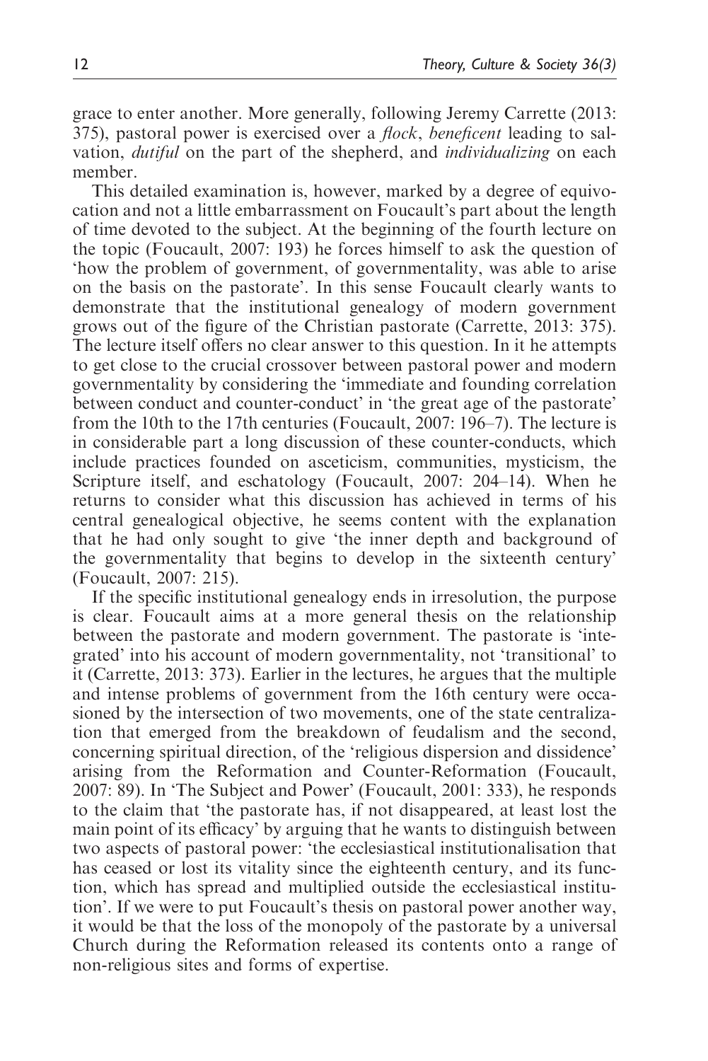grace to enter another. More generally, following Jeremy Carrette (2013: 375), pastoral power is exercised over a *flock*, *beneficent* leading to salvation, *dutiful* on the part of the shepherd, and *individualizing* on each member.

This detailed examination is, however, marked by a degree of equivocation and not a little embarrassment on Foucault's part about the length of time devoted to the subject. At the beginning of the fourth lecture on the topic (Foucault, 2007: 193) he forces himself to ask the question of 'how the problem of government, of governmentality, was able to arise on the basis on the pastorate'. In this sense Foucault clearly wants to demonstrate that the institutional genealogy of modern government grows out of the figure of the Christian pastorate (Carrette, 2013: 375). The lecture itself offers no clear answer to this question. In it he attempts to get close to the crucial crossover between pastoral power and modern governmentality by considering the 'immediate and founding correlation between conduct and counter-conduct' in 'the great age of the pastorate' from the 10th to the 17th centuries (Foucault, 2007: 196–7). The lecture is in considerable part a long discussion of these counter-conducts, which include practices founded on asceticism, communities, mysticism, the Scripture itself, and eschatology (Foucault, 2007: 204–14). When he returns to consider what this discussion has achieved in terms of his central genealogical objective, he seems content with the explanation that he had only sought to give 'the inner depth and background of the governmentality that begins to develop in the sixteenth century' (Foucault, 2007: 215).

If the specific institutional genealogy ends in irresolution, the purpose is clear. Foucault aims at a more general thesis on the relationship between the pastorate and modern government. The pastorate is 'integrated' into his account of modern governmentality, not 'transitional' to it (Carrette, 2013: 373). Earlier in the lectures, he argues that the multiple and intense problems of government from the 16th century were occasioned by the intersection of two movements, one of the state centralization that emerged from the breakdown of feudalism and the second, concerning spiritual direction, of the 'religious dispersion and dissidence' arising from the Reformation and Counter-Reformation (Foucault, 2007: 89). In 'The Subject and Power' (Foucault, 2001: 333), he responds to the claim that 'the pastorate has, if not disappeared, at least lost the main point of its efficacy' by arguing that he wants to distinguish between two aspects of pastoral power: 'the ecclesiastical institutionalisation that has ceased or lost its vitality since the eighteenth century, and its function, which has spread and multiplied outside the ecclesiastical institution'. If we were to put Foucault's thesis on pastoral power another way, it would be that the loss of the monopoly of the pastorate by a universal Church during the Reformation released its contents onto a range of non-religious sites and forms of expertise.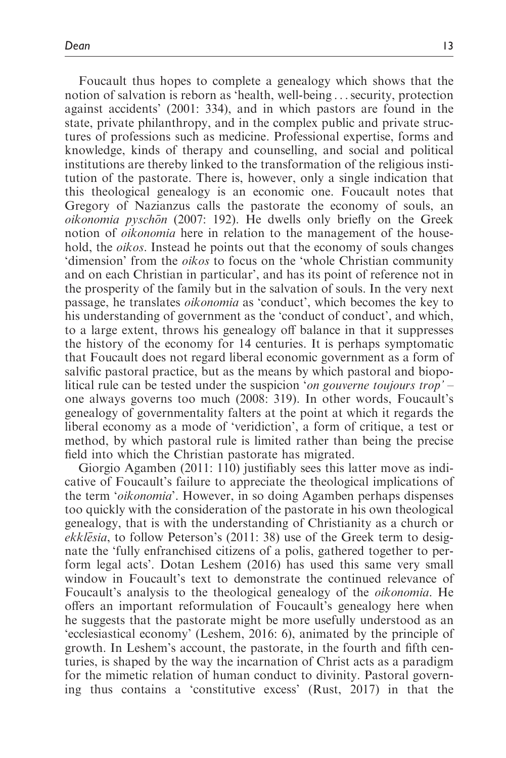Foucault thus hopes to complete a genealogy which shows that the notion of salvation is reborn as 'health, well-being . . . security, protection against accidents' (2001: 334), and in which pastors are found in the state, private philanthropy, and in the complex public and private structures of professions such as medicine. Professional expertise, forms and knowledge, kinds of therapy and counselling, and social and political institutions are thereby linked to the transformation of the religious institution of the pastorate. There is, however, only a single indication that this theological genealogy is an economic one. Foucault notes that Gregory of Nazianzus calls the pastorate the economy of souls, an *oikonomia pyschōn* (2007: 192). He dwells only briefly on the Greek notion of *oikonomia* here in relation to the management of the household, the *oikos*. Instead he points out that the economy of souls changes 'dimension' from the *oikos* to focus on the 'whole Christian community and on each Christian in particular', and has its point of reference not in the prosperity of the family but in the salvation of souls. In the very next passage, he translates *oikonomia* as 'conduct', which becomes the key to his understanding of government as the 'conduct of conduct', and which, to a large extent, throws his genealogy off balance in that it suppresses the history of the economy for 14 centuries. It is perhaps symptomatic that Foucault does not regard liberal economic government as a form of salvific pastoral practice, but as the means by which pastoral and biopolitical rule can be tested under the suspicion '*on gouverne toujours trop'* – one always governs too much (2008: 319). In other words, Foucault's genealogy of governmentality falters at the point at which it regards the liberal economy as a mode of 'veridiction', a form of critique, a test or method, by which pastoral rule is limited rather than being the precise field into which the Christian pastorate has migrated.

Giorgio Agamben (2011: 110) justifiably sees this latter move as indicative of Foucault's failure to appreciate the theological implications of the term '*oikonomia*'. However, in so doing Agamben perhaps dispenses too quickly with the consideration of the pastorate in his own theological genealogy, that is with the understanding of Christianity as a church or *ekklēsia*, to follow Peterson's (2011: 38) use of the Greek term to designate the 'fully enfranchised citizens of a polis, gathered together to perform legal acts'. Dotan Leshem (2016) has used this same very small window in Foucault's text to demonstrate the continued relevance of Foucault's analysis to the theological genealogy of the *oikonomia*. He offers an important reformulation of Foucault's genealogy here when he suggests that the pastorate might be more usefully understood as an 'ecclesiastical economy' (Leshem, 2016: 6), animated by the principle of growth. In Leshem's account, the pastorate, in the fourth and fifth centuries, is shaped by the way the incarnation of Christ acts as a paradigm for the mimetic relation of human conduct to divinity. Pastoral governing thus contains a 'constitutive excess' (Rust, 2017) in that the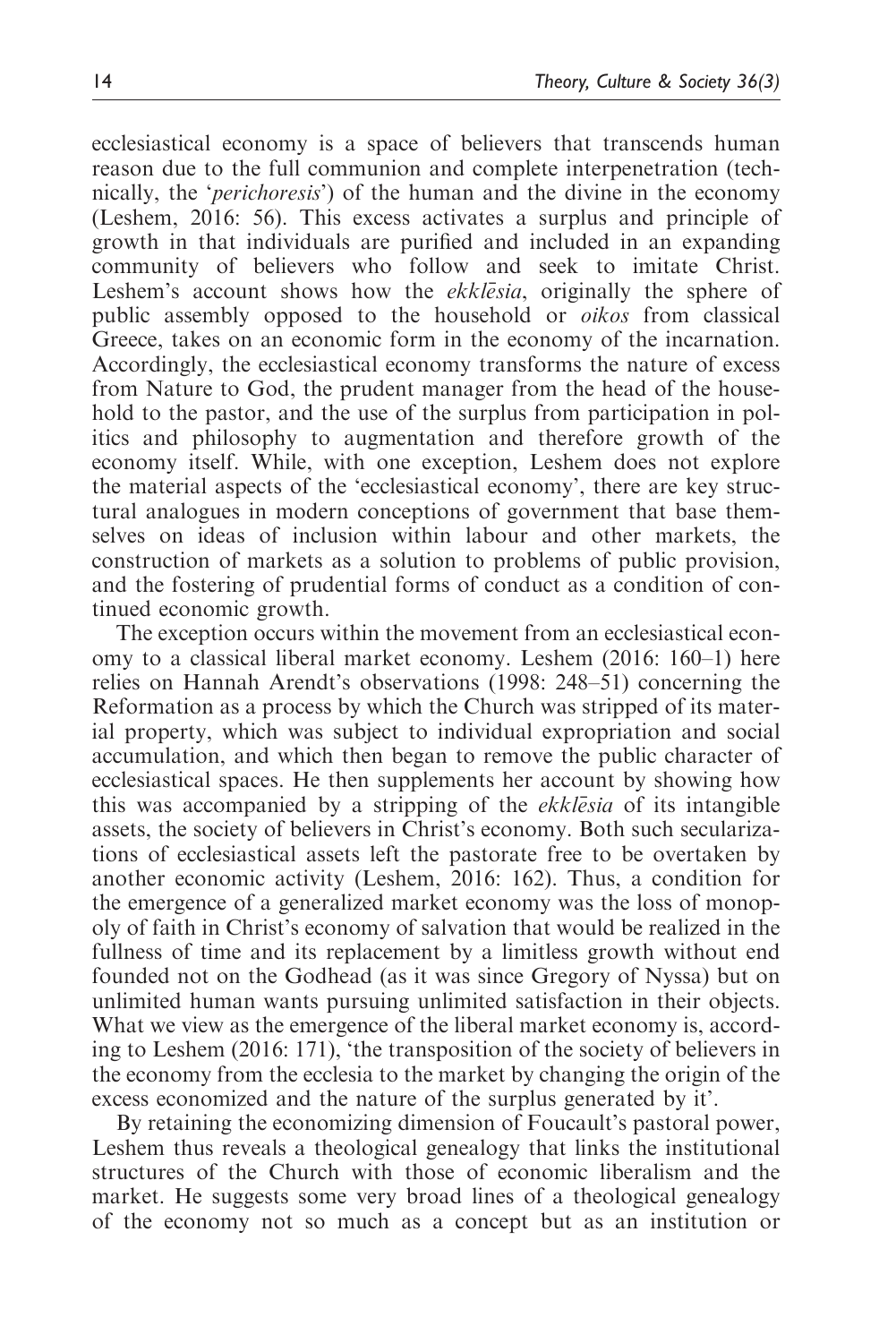ecclesiastical economy is a space of believers that transcends human reason due to the full communion and complete interpenetration (technically, the '*perichoresis*') of the human and the divine in the economy (Leshem, 2016: 56). This excess activates a surplus and principle of growth in that individuals are purified and included in an expanding community of believers who follow and seek to imitate Christ. Leshem's account shows how the *ekklēsia*, originally the sphere of public assembly opposed to the household or *oikos* from classical Greece, takes on an economic form in the economy of the incarnation. Accordingly, the ecclesiastical economy transforms the nature of excess from Nature to God, the prudent manager from the head of the household to the pastor, and the use of the surplus from participation in politics and philosophy to augmentation and therefore growth of the economy itself. While, with one exception, Leshem does not explore the material aspects of the 'ecclesiastical economy', there are key structural analogues in modern conceptions of government that base themselves on ideas of inclusion within labour and other markets, the construction of markets as a solution to problems of public provision, and the fostering of prudential forms of conduct as a condition of continued economic growth.

The exception occurs within the movement from an ecclesiastical economy to a classical liberal market economy. Leshem (2016: 160–1) here relies on Hannah Arendt's observations (1998: 248–51) concerning the Reformation as a process by which the Church was stripped of its material property, which was subject to individual expropriation and social accumulation, and which then began to remove the public character of ecclesiastical spaces. He then supplements her account by showing how this was accompanied by a stripping of the *ekklēsia* of its intangible assets, the society of believers in Christ's economy. Both such secularizations of ecclesiastical assets left the pastorate free to be overtaken by another economic activity (Leshem, 2016: 162). Thus, a condition for the emergence of a generalized market economy was the loss of monopoly of faith in Christ's economy of salvation that would be realized in the fullness of time and its replacement by a limitless growth without end founded not on the Godhead (as it was since Gregory of Nyssa) but on unlimited human wants pursuing unlimited satisfaction in their objects. What we view as the emergence of the liberal market economy is, according to Leshem (2016: 171), 'the transposition of the society of believers in the economy from the ecclesia to the market by changing the origin of the excess economized and the nature of the surplus generated by it'.

By retaining the economizing dimension of Foucault's pastoral power, Leshem thus reveals a theological genealogy that links the institutional structures of the Church with those of economic liberalism and the market. He suggests some very broad lines of a theological genealogy of the economy not so much as a concept but as an institution or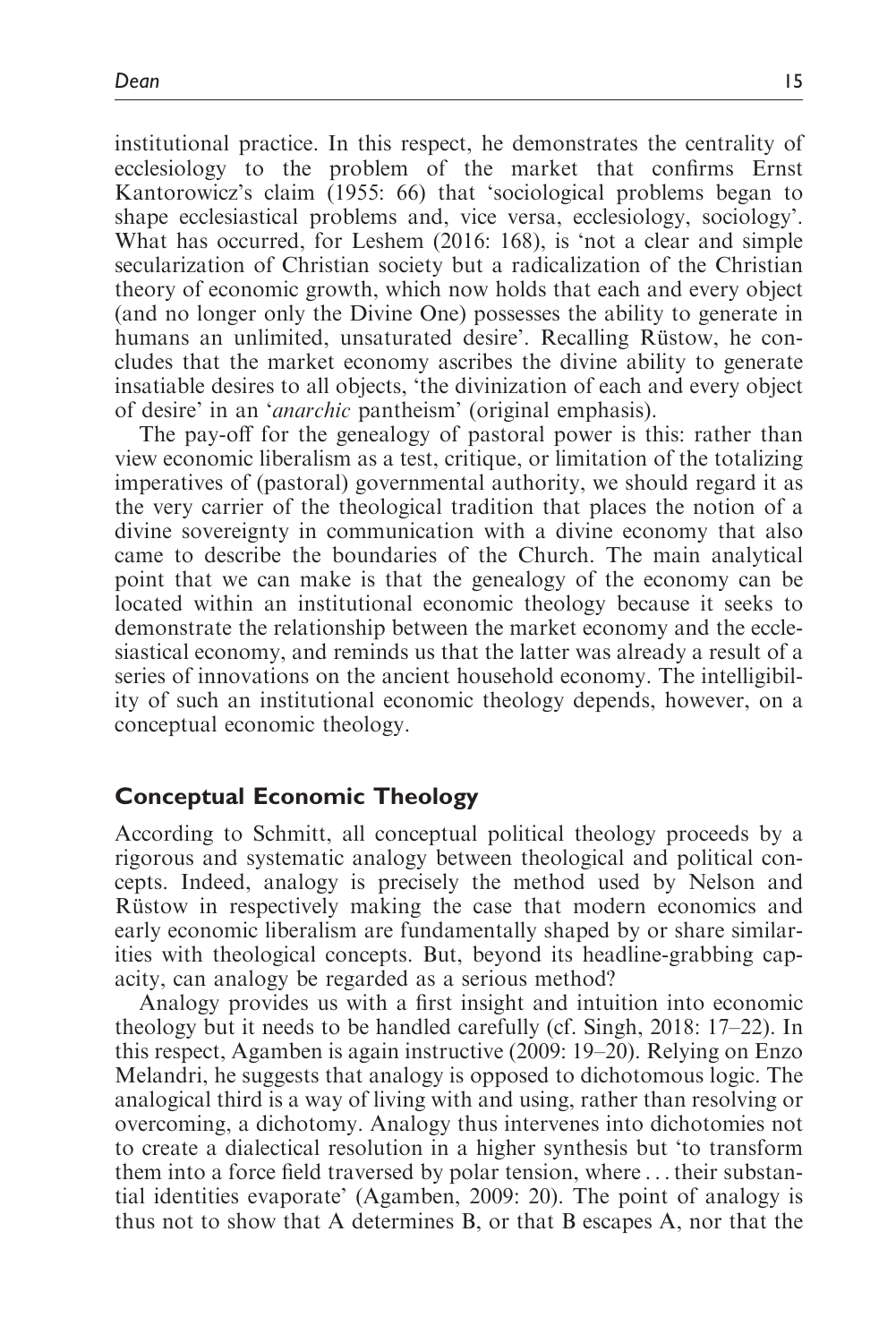institutional practice. In this respect, he demonstrates the centrality of ecclesiology to the problem of the market that confirms Ernst Kantorowicz's claim (1955: 66) that 'sociological problems began to shape ecclesiastical problems and, vice versa, ecclesiology, sociology'. What has occurred, for Leshem (2016: 168), is 'not a clear and simple secularization of Christian society but a radicalization of the Christian theory of economic growth, which now holds that each and every object (and no longer only the Divine One) possesses the ability to generate in humans an unlimited, unsaturated desire'. Recalling Rüstow, he concludes that the market economy ascribes the divine ability to generate insatiable desires to all objects, 'the divinization of each and every object of desire' in an '*anarchic* pantheism' (original emphasis).

The pay-off for the genealogy of pastoral power is this: rather than view economic liberalism as a test, critique, or limitation of the totalizing imperatives of (pastoral) governmental authority, we should regard it as the very carrier of the theological tradition that places the notion of a divine sovereignty in communication with a divine economy that also came to describe the boundaries of the Church. The main analytical point that we can make is that the genealogy of the economy can be located within an institutional economic theology because it seeks to demonstrate the relationship between the market economy and the ecclesiastical economy, and reminds us that the latter was already a result of a series of innovations on the ancient household economy. The intelligibility of such an institutional economic theology depends, however, on a conceptual economic theology.

## Conceptual Economic Theology

According to Schmitt, all conceptual political theology proceeds by a rigorous and systematic analogy between theological and political concepts. Indeed, analogy is precisely the method used by Nelson and Rüstow in respectively making the case that modern economics and early economic liberalism are fundamentally shaped by or share similarities with theological concepts. But, beyond its headline-grabbing capacity, can analogy be regarded as a serious method?

Analogy provides us with a first insight and intuition into economic theology but it needs to be handled carefully (cf. Singh, 2018: 17–22). In this respect, Agamben is again instructive (2009: 19–20). Relying on Enzo Melandri, he suggests that analogy is opposed to dichotomous logic. The analogical third is a way of living with and using, rather than resolving or overcoming, a dichotomy. Analogy thus intervenes into dichotomies not to create a dialectical resolution in a higher synthesis but 'to transform them into a force field traversed by polar tension, where ... their substantial identities evaporate' (Agamben, 2009: 20). The point of analogy is thus not to show that A determines B, or that B escapes A, nor that the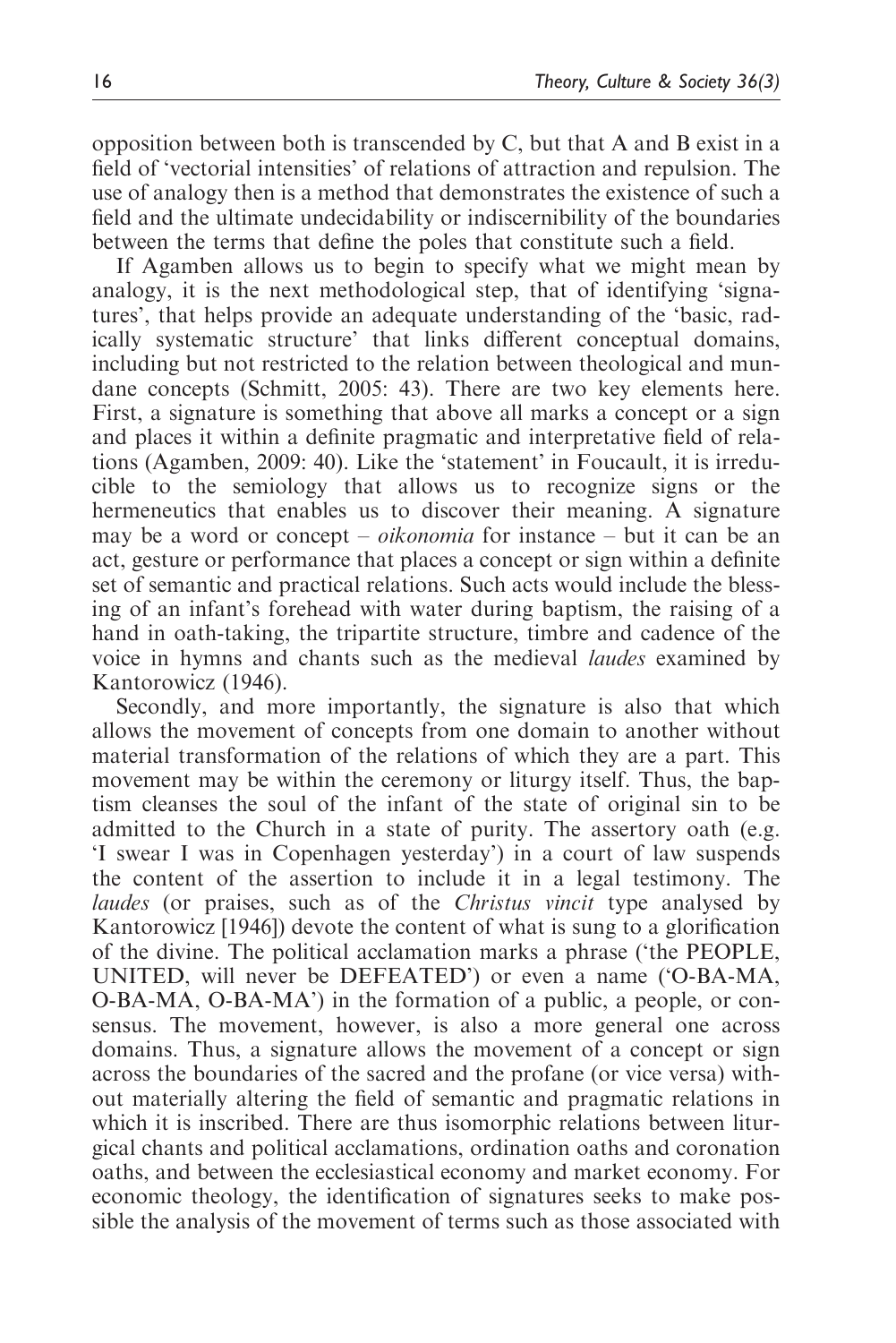opposition between both is transcended by C, but that A and B exist in a field of 'vectorial intensities' of relations of attraction and repulsion. The use of analogy then is a method that demonstrates the existence of such a field and the ultimate undecidability or indiscernibility of the boundaries between the terms that define the poles that constitute such a field.

If Agamben allows us to begin to specify what we might mean by analogy, it is the next methodological step, that of identifying 'signatures', that helps provide an adequate understanding of the 'basic, radically systematic structure' that links different conceptual domains, including but not restricted to the relation between theological and mundane concepts (Schmitt, 2005: 43). There are two key elements here. First, a signature is something that above all marks a concept or a sign and places it within a definite pragmatic and interpretative field of relations (Agamben, 2009: 40). Like the 'statement' in Foucault, it is irreducible to the semiology that allows us to recognize signs or the hermeneutics that enables us to discover their meaning. A signature may be a word or concept – *oikonomia* for instance – but it can be an act, gesture or performance that places a concept or sign within a definite set of semantic and practical relations. Such acts would include the blessing of an infant's forehead with water during baptism, the raising of a hand in oath-taking, the tripartite structure, timbre and cadence of the voice in hymns and chants such as the medieval *laudes* examined by Kantorowicz (1946).

Secondly, and more importantly, the signature is also that which allows the movement of concepts from one domain to another without material transformation of the relations of which they are a part. This movement may be within the ceremony or liturgy itself. Thus, the baptism cleanses the soul of the infant of the state of original sin to be admitted to the Church in a state of purity. The assertory oath (e.g. 'I swear I was in Copenhagen yesterday') in a court of law suspends the content of the assertion to include it in a legal testimony. The *laudes* (or praises, such as of the *Christus vincit* type analysed by Kantorowicz [1946]) devote the content of what is sung to a glorification of the divine. The political acclamation marks a phrase ('the PEOPLE, UNITED, will never be DEFEATED') or even a name ('O-BA-MA, O-BA-MA, O-BA-MA') in the formation of a public, a people, or consensus. The movement, however, is also a more general one across domains. Thus, a signature allows the movement of a concept or sign across the boundaries of the sacred and the profane (or vice versa) without materially altering the field of semantic and pragmatic relations in which it is inscribed. There are thus isomorphic relations between liturgical chants and political acclamations, ordination oaths and coronation oaths, and between the ecclesiastical economy and market economy. For economic theology, the identification of signatures seeks to make possible the analysis of the movement of terms such as those associated with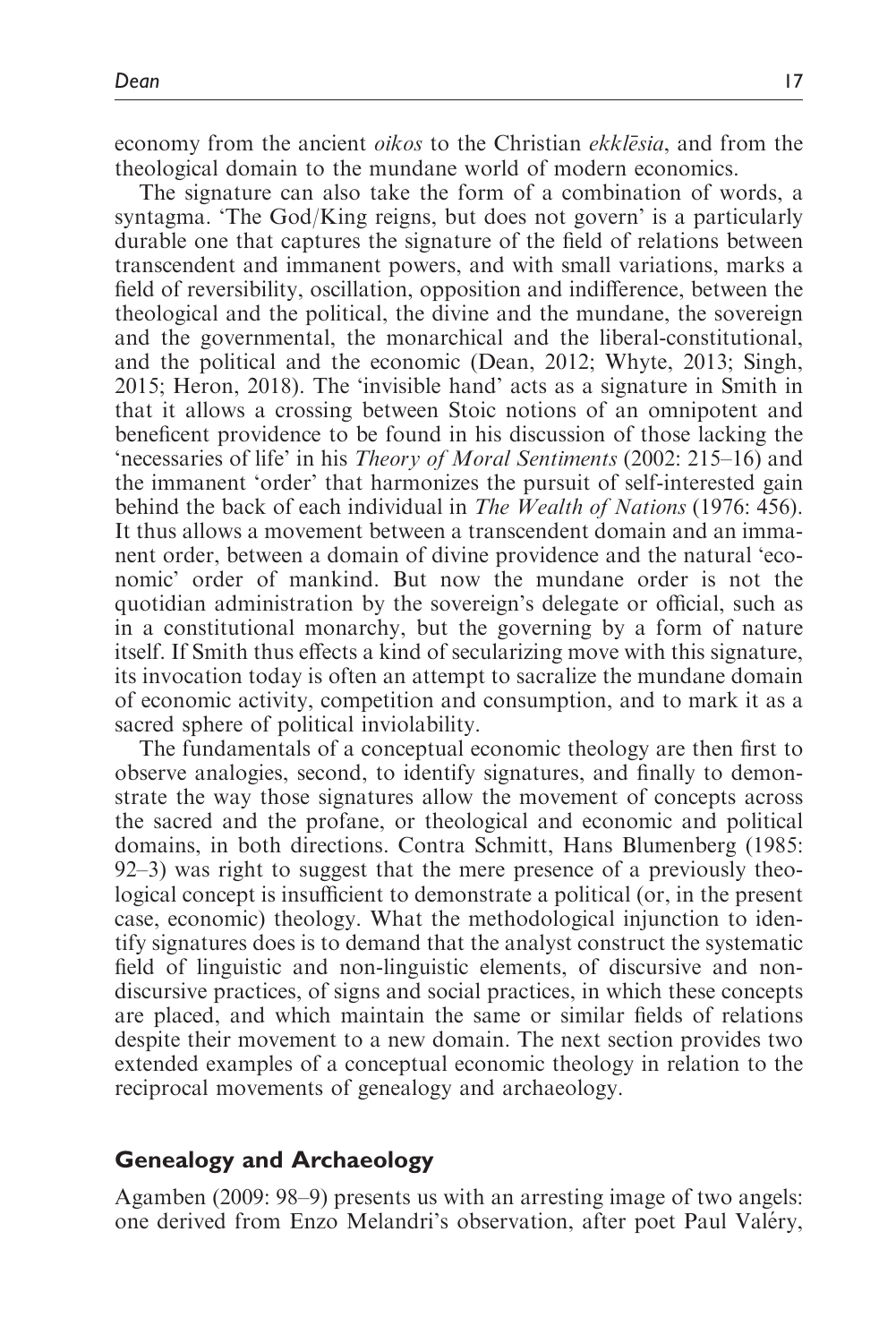economy from the ancient *oikos* to the Christian *ekklēsia*, and from the theological domain to the mundane world of modern economics.

The signature can also take the form of a combination of words, a syntagma. 'The God/King reigns, but does not govern' is a particularly durable one that captures the signature of the field of relations between transcendent and immanent powers, and with small variations, marks a field of reversibility, oscillation, opposition and indifference, between the theological and the political, the divine and the mundane, the sovereign and the governmental, the monarchical and the liberal-constitutional, and the political and the economic (Dean, 2012; Whyte, 2013; Singh, 2015; Heron, 2018). The 'invisible hand' acts as a signature in Smith in that it allows a crossing between Stoic notions of an omnipotent and beneficent providence to be found in his discussion of those lacking the 'necessaries of life' in his *Theory of Moral Sentiments* (2002: 215–16) and the immanent 'order' that harmonizes the pursuit of self-interested gain behind the back of each individual in *The Wealth of Nations* (1976: 456). It thus allows a movement between a transcendent domain and an immanent order, between a domain of divine providence and the natural 'economic' order of mankind. But now the mundane order is not the quotidian administration by the sovereign's delegate or official, such as in a constitutional monarchy, but the governing by a form of nature itself. If Smith thus effects a kind of secularizing move with this signature, its invocation today is often an attempt to sacralize the mundane domain of economic activity, competition and consumption, and to mark it as a sacred sphere of political inviolability.

The fundamentals of a conceptual economic theology are then first to observe analogies, second, to identify signatures, and finally to demonstrate the way those signatures allow the movement of concepts across the sacred and the profane, or theological and economic and political domains, in both directions. Contra Schmitt, Hans Blumenberg (1985: 92–3) was right to suggest that the mere presence of a previously theological concept is insufficient to demonstrate a political (or, in the present case, economic) theology. What the methodological injunction to identify signatures does is to demand that the analyst construct the systematic field of linguistic and non-linguistic elements, of discursive and non-discursive practices, of signs and social practices, in which these concepts are placed, and which maintain the same or similar fields of relations despite their movement to a new domain. The next section provides two extended examples of a conceptual economic theology in relation to the reciprocal movements of genealogy and archaeology.

## Genealogy and Archaeology

Agamben (2009: 98–9) presents us with an arresting image of two angels: one derived from Enzo Melandri's observation, after poet Paul Valéry,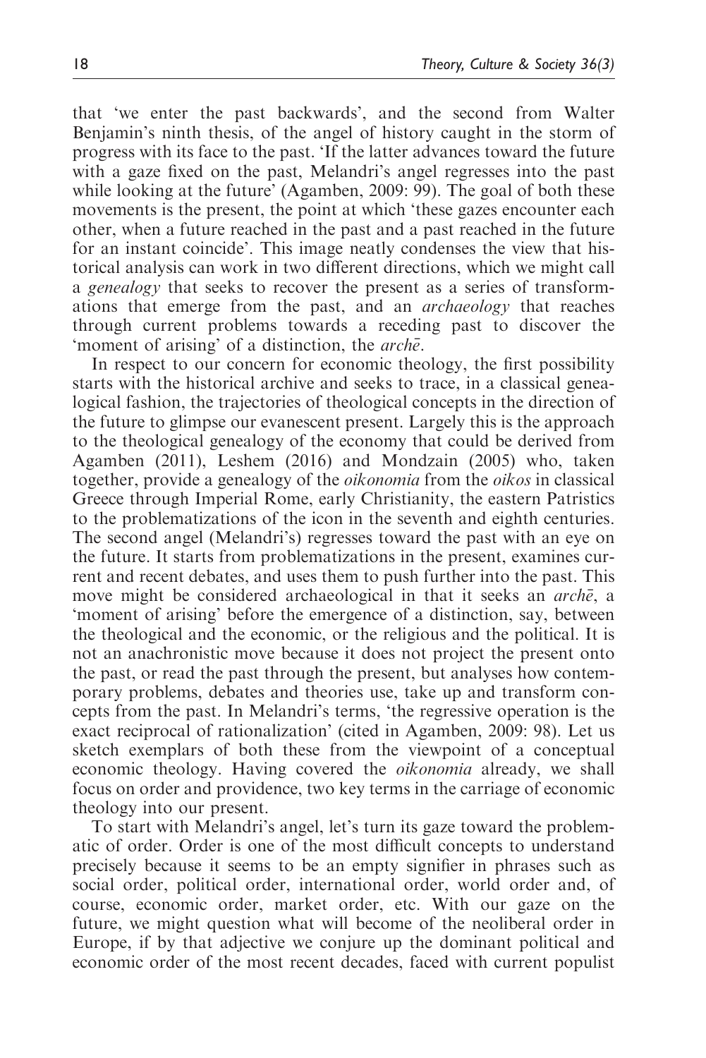that 'we enter the past backwards', and the second from Walter Benjamin's ninth thesis, of the angel of history caught in the storm of progress with its face to the past. 'If the latter advances toward the future with a gaze fixed on the past, Melandri's angel regresses into the past while looking at the future' (Agamben, 2009: 99). The goal of both these movements is the present, the point at which 'these gazes encounter each other, when a future reached in the past and a past reached in the future for an instant coincide'. This image neatly condenses the view that historical analysis can work in two different directions, which we might call a *genealogy* that seeks to recover the present as a series of transformations that emerge from the past, and an *archaeology* that reaches through current problems towards a receding past to discover the 'moment of arising' of a distinction, the *archē*.

In respect to our concern for economic theology, the first possibility starts with the historical archive and seeks to trace, in a classical genealogical fashion, the trajectories of theological concepts in the direction of the future to glimpse our evanescent present. Largely this is the approach to the theological genealogy of the economy that could be derived from Agamben (2011), Leshem (2016) and Mondzain (2005) who, taken together, provide a genealogy of the *oikonomia* from the *oikos* in classical Greece through Imperial Rome, early Christianity, the eastern Patristics to the problematizations of the icon in the seventh and eighth centuries. The second angel (Melandri's) regresses toward the past with an eye on the future. It starts from problematizations in the present, examines current and recent debates, and uses them to push further into the past. This move might be considered archaeological in that it seeks an *archē*, a 'moment of arising' before the emergence of a distinction, say, between the theological and the economic, or the religious and the political. It is not an anachronistic move because it does not project the present onto the past, or read the past through the present, but analyses how contemporary problems, debates and theories use, take up and transform concepts from the past. In Melandri's terms, 'the regressive operation is the exact reciprocal of rationalization' (cited in Agamben, 2009: 98). Let us sketch exemplars of both these from the viewpoint of a conceptual economic theology. Having covered the *oikonomia* already, we shall focus on order and providence, two key terms in the carriage of economic theology into our present.

To start with Melandri's angel, let's turn its gaze toward the problematic of order. Order is one of the most difficult concepts to understand precisely because it seems to be an empty signifier in phrases such as social order, political order, international order, world order and, of course, economic order, market order, etc. With our gaze on the future, we might question what will become of the neoliberal order in Europe, if by that adjective we conjure up the dominant political and economic order of the most recent decades, faced with current populist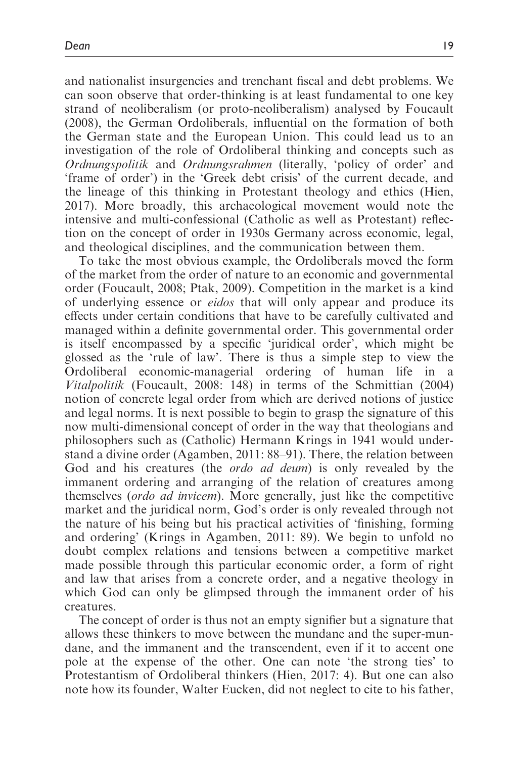and nationalist insurgencies and trenchant fiscal and debt problems. We can soon observe that order-thinking is at least fundamental to one key strand of neoliberalism (or proto-neoliberalism) analysed by Foucault (2008), the German Ordoliberals, influential on the formation of both the German state and the European Union. This could lead us to an investigation of the role of Ordoliberal thinking and concepts such as *Ordnungspolitik* and *Ordnungsrahmen* (literally, 'policy of order' and 'frame of order') in the 'Greek debt crisis' of the current decade, and the lineage of this thinking in Protestant theology and ethics (Hien, 2017). More broadly, this archaeological movement would note the intensive and multi-confessional (Catholic as well as Protestant) reflection on the concept of order in 1930s Germany across economic, legal, and theological disciplines, and the communication between them.

To take the most obvious example, the Ordoliberals moved the form of the market from the order of nature to an economic and governmental order (Foucault, 2008; Ptak, 2009). Competition in the market is a kind of underlying essence or *eidos* that will only appear and produce its effects under certain conditions that have to be carefully cultivated and managed within a definite governmental order. This governmental order is itself encompassed by a specific 'juridical order', which might be glossed as the 'rule of law'. There is thus a simple step to view the Ordoliberal economic-managerial ordering of human life in a *Vitalpolitik* (Foucault, 2008: 148) in terms of the Schmittian (2004) notion of concrete legal order from which are derived notions of justice and legal norms. It is next possible to begin to grasp the signature of this now multi-dimensional concept of order in the way that theologians and philosophers such as (Catholic) Hermann Krings in 1941 would understand a divine order (Agamben, 2011: 88–91). There, the relation between God and his creatures (the *ordo ad deum*) is only revealed by the immanent ordering and arranging of the relation of creatures among themselves (*ordo ad invicem*). More generally, just like the competitive market and the juridical norm, God's order is only revealed through not the nature of his being but his practical activities of 'finishing, forming and ordering' (Krings in Agamben, 2011: 89). We begin to unfold no doubt complex relations and tensions between a competitive market made possible through this particular economic order, a form of right and law that arises from a concrete order, and a negative theology in which God can only be glimpsed through the immanent order of his creatures.

The concept of order is thus not an empty signifier but a signature that allows these thinkers to move between the mundane and the super-mundane, and the immanent and the transcendent, even if it to accent one pole at the expense of the other. One can note 'the strong ties' to Protestantism of Ordoliberal thinkers (Hien, 2017: 4). But one can also note how its founder, Walter Eucken, did not neglect to cite to his father,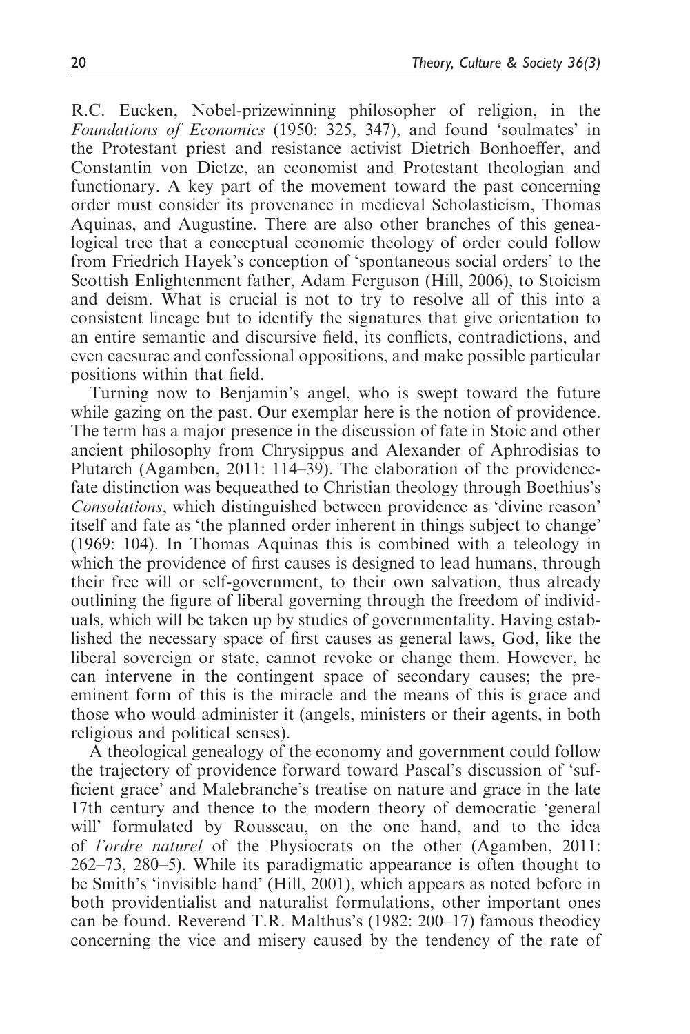R.C. Eucken, Nobel-prizewinning philosopher of religion, in the *Foundations of Economics* (1950: 325, 347), and found 'soulmates' in the Protestant priest and resistance activist Dietrich Bonhoeffer, and Constantin von Dietze, an economist and Protestant theologian and functionary. A key part of the movement toward the past concerning order must consider its provenance in medieval Scholasticism, Thomas Aquinas, and Augustine. There are also other branches of this genealogical tree that a conceptual economic theology of order could follow from Friedrich Hayek's conception of 'spontaneous social orders' to the Scottish Enlightenment father, Adam Ferguson (Hill, 2006), to Stoicism and deism. What is crucial is not to try to resolve all of this into a consistent lineage but to identify the signatures that give orientation to an entire semantic and discursive field, its conflicts, contradictions, and even caesurae and confessional oppositions, and make possible particular positions within that field.

Turning now to Benjamin's angel, who is swept toward the future while gazing on the past. Our exemplar here is the notion of providence. The term has a major presence in the discussion of fate in Stoic and other ancient philosophy from Chrysippus and Alexander of Aphrodisias to Plutarch (Agamben, 2011: 114–39). The elaboration of the providence-fate distinction was bequeathed to Christian theology through Boethius's *Consolations*, which distinguished between providence as 'divine reason' itself and fate as 'the planned order inherent in things subject to change' (1969: 104). In Thomas Aquinas this is combined with a teleology in which the providence of first causes is designed to lead humans, through their free will or self-government, to their own salvation, thus already outlining the figure of liberal governing through the freedom of individuals, which will be taken up by studies of governmentality. Having established the necessary space of first causes as general laws, God, like the liberal sovereign or state, cannot revoke or change them. However, he can intervene in the contingent space of secondary causes; the pre-eminent form of this is the miracle and the means of this is grace and those who would administer it (angels, ministers or their agents, in both religious and political senses).

A theological genealogy of the economy and government could follow the trajectory of providence forward toward Pascal's discussion of 'sufficient grace' and Malebranche's treatise on nature and grace in the late 17th century and thence to the modern theory of democratic 'general will' formulated by Rousseau, on the one hand, and to the idea of *l'ordre naturel* of the Physiocrats on the other (Agamben, 2011: 262–73, 280–5). While its paradigmatic appearance is often thought to be Smith's 'invisible hand' (Hill, 2001), which appears as noted before in both providentialist and naturalist formulations, other important ones can be found. Reverend T.R. Malthus's (1982: 200–17) famous theodicy concerning the vice and misery caused by the tendency of the rate of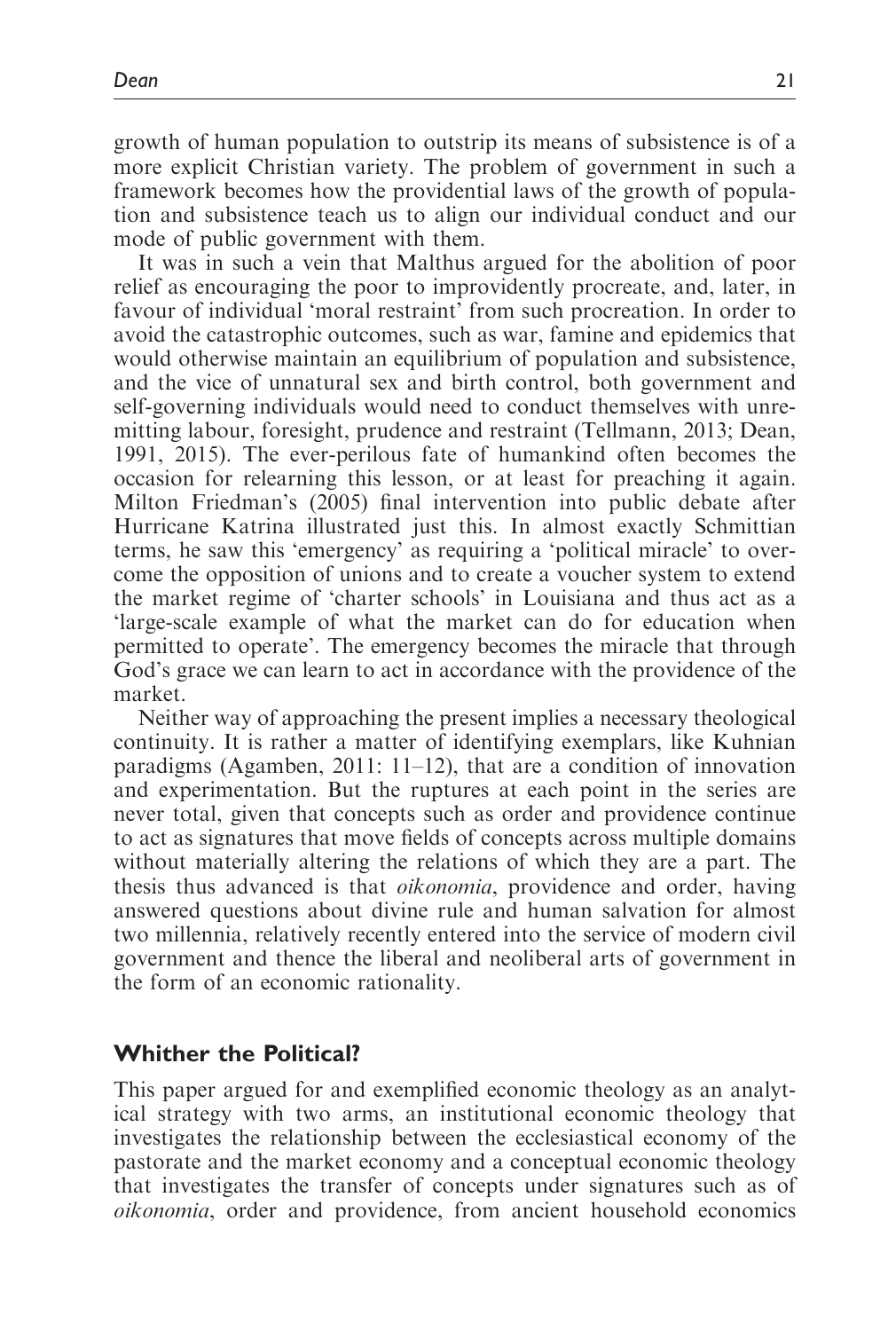growth of human population to outstrip its means of subsistence is of a more explicit Christian variety. The problem of government in such a framework becomes how the providential laws of the growth of population and subsistence teach us to align our individual conduct and our mode of public government with them.

It was in such a vein that Malthus argued for the abolition of poor relief as encouraging the poor to improvidently procreate, and, later, in favour of individual 'moral restraint' from such procreation. In order to avoid the catastrophic outcomes, such as war, famine and epidemics that would otherwise maintain an equilibrium of population and subsistence, and the vice of unnatural sex and birth control, both government and self-governing individuals would need to conduct themselves with unremitting labour, foresight, prudence and restraint (Tellmann, 2013; Dean, 1991, 2015). The ever-perilous fate of humankind often becomes the occasion for relearning this lesson, or at least for preaching it again. Milton Friedman's (2005) final intervention into public debate after Hurricane Katrina illustrated just this. In almost exactly Schmittian terms, he saw this 'emergency' as requiring a 'political miracle' to overcome the opposition of unions and to create a voucher system to extend the market regime of 'charter schools' in Louisiana and thus act as a 'large-scale example of what the market can do for education when permitted to operate'. The emergency becomes the miracle that through God's grace we can learn to act in accordance with the providence of the market.

Neither way of approaching the present implies a necessary theological continuity. It is rather a matter of identifying exemplars, like Kuhnian paradigms (Agamben, 2011: 11–12), that are a condition of innovation and experimentation. But the ruptures at each point in the series are never total, given that concepts such as order and providence continue to act as signatures that move fields of concepts across multiple domains without materially altering the relations of which they are a part. The thesis thus advanced is that *oikonomia*, providence and order, having answered questions about divine rule and human salvation for almost two millennia, relatively recently entered into the service of modern civil government and thence the liberal and neoliberal arts of government in the form of an economic rationality.

## Whither the Political?

This paper argued for and exemplified economic theology as an analytical strategy with two arms, an institutional economic theology that investigates the relationship between the ecclesiastical economy of the pastorate and the market economy and a conceptual economic theology that investigates the transfer of concepts under signatures such as of *oikonomia*, order and providence, from ancient household economics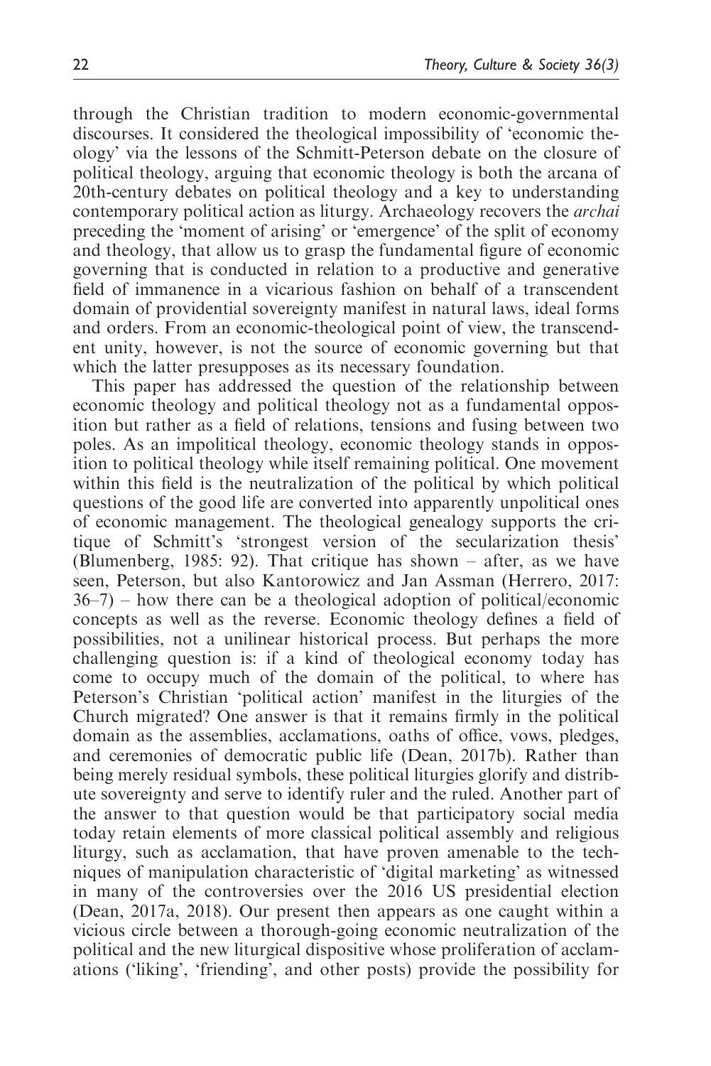through the Christian tradition to modern economic-governmental discourses. It considered the theological impossibility of 'economic theology' via the lessons of the Schmitt-Peterson debate on the closure of political theology, arguing that economic theology is both the arcana of 20th-century debates on political theology and a key to understanding contemporary political action as liturgy. Archaeology recovers the *archai* preceding the 'moment of arising' or 'emergence' of the split of economy and theology, that allow us to grasp the fundamental figure of economic governing that is conducted in relation to a productive and generative field of immanence in a vicarious fashion on behalf of a transcendent domain of providential sovereignty manifest in natural laws, ideal forms and orders. From an economic-theological point of view, the transcendent unity, however, is not the source of economic governing but that which the latter presupposes as its necessary foundation.

This paper has addressed the question of the relationship between economic theology and political theology not as a fundamental opposition but rather as a field of relations, tensions and fusing between two poles. As an impolitical theology, economic theology stands in opposition to political theology while itself remaining political. One movement within this field is the neutralization of the political by which political questions of the good life are converted into apparently unpolitical ones of economic management. The theological genealogy supports the critique of Schmitt's 'strongest version of the secularization thesis' (Blumenberg, 1985: 92). That critique has shown – after, as we have seen, Peterson, but also Kantorowicz and Jan Assman (Herrero, 2017: 36–7) – how there can be a theological adoption of political/economic concepts as well as the reverse. Economic theology defines a field of possibilities, not a unilinear historical process. But perhaps the more challenging question is: if a kind of theological economy today has come to occupy much of the domain of the political, to where has Peterson's Christian 'political action' manifest in the liturgies of the Church migrated? One answer is that it remains firmly in the political domain as the assemblies, acclamations, oaths of office, vows, pledges, and ceremonies of democratic public life (Dean, 2017b). Rather than being merely residual symbols, these political liturgies glorify and distribute sovereignty and serve to identify ruler and the ruled. Another part of the answer to that question would be that participatory social media today retain elements of more classical political assembly and religious liturgy, such as acclamation, that have proven amenable to the techniques of manipulation characteristic of 'digital marketing' as witnessed in many of the controversies over the 2016 US presidential election (Dean, 2017a, 2018). Our present then appears as one caught within a vicious circle between a thorough-going economic neutralization of the political and the new liturgical dispositive whose proliferation of acclamations ('liking', 'friending', and other posts) provide the possibility for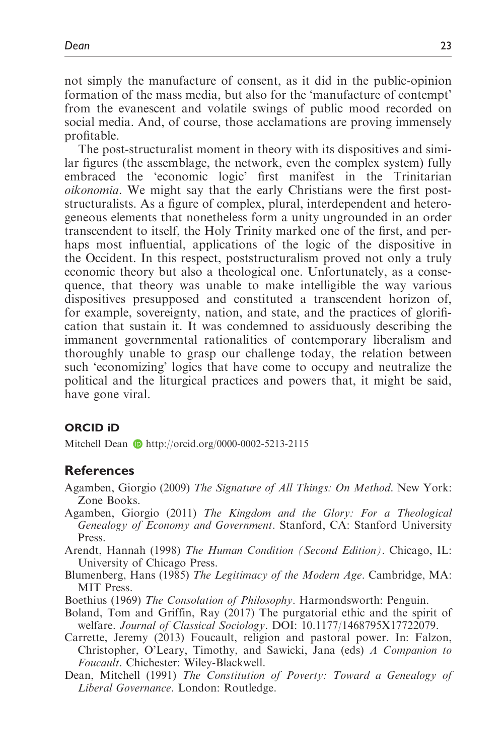not simply the manufacture of consent, as it did in the public-opinion formation of the mass media, but also for the 'manufacture of contempt' from the evanescent and volatile swings of public mood recorded on social media. And, of course, those acclamations are proving immensely profitable.

The post-structuralist moment in theory with its dispositives and similar figures (the assemblage, the network, even the complex system) fully embraced the 'economic logic' first manifest in the Trinitarian *oikonomia*. We might say that the early Christians were the first post-structuralists. As a figure of complex, plural, interdependent and heterogeneous elements that nonetheless form a unity ungrounded in an order transcendent to itself, the Holy Trinity marked one of the first, and perhaps most influential, applications of the logic of the dispositive in the Occident. In this respect, poststructuralism proved not only a truly economic theory but also a theological one. Unfortunately, as a consequence, that theory was unable to make intelligible the way various dispositives presupposed and constituted a transcendent horizon of, for example, sovereignty, nation, and state, and the practices of glorification that sustain it. It was condemned to assiduously describing the immanent governmental rationalities of contemporary liberalism and thoroughly unable to grasp our challenge today, the relation between such 'economizing' logics that have come to occupy and neutralize the political and the liturgical practices and powers that, it might be said, have gone viral.

### ORCID iD

Mitchell Dean http://orcid.org/0000-0002-5213-2115

## References

Agamben, Giorgio (2009) *The Signature of All Things: On Method*. New York: Zone Books.

Agamben, Giorgio (2011) *The Kingdom and the Glory: For a Theological Genealogy of Economy and Government*. Stanford, CA: Stanford University Press.

Arendt, Hannah (1998) *The Human Condition (Second Edition)*. Chicago, IL: University of Chicago Press.

Blumenberg, Hans (1985) *The Legitimacy of the Modern Age*. Cambridge, MA: MIT Press.

Boethius (1969) *The Consolation of Philosophy*. Harmondsworth: Penguin.

Boland, Tom and Griffin, Ray (2017) The purgatorial ethic and the spirit of welfare. *Journal of Classical Sociology*. DOI: 10.1177/1468795X17722079.

Carrette, Jeremy (2013) Foucault, religion and pastoral power. In: Falzon, Christopher, O'Leary, Timothy, and Sawicki, Jana (eds) *A Companion to Foucault*. Chichester: Wiley-Blackwell.

Dean, Mitchell (1991) *The Constitution of Poverty: Toward a Genealogy of Liberal Governance*. London: Routledge.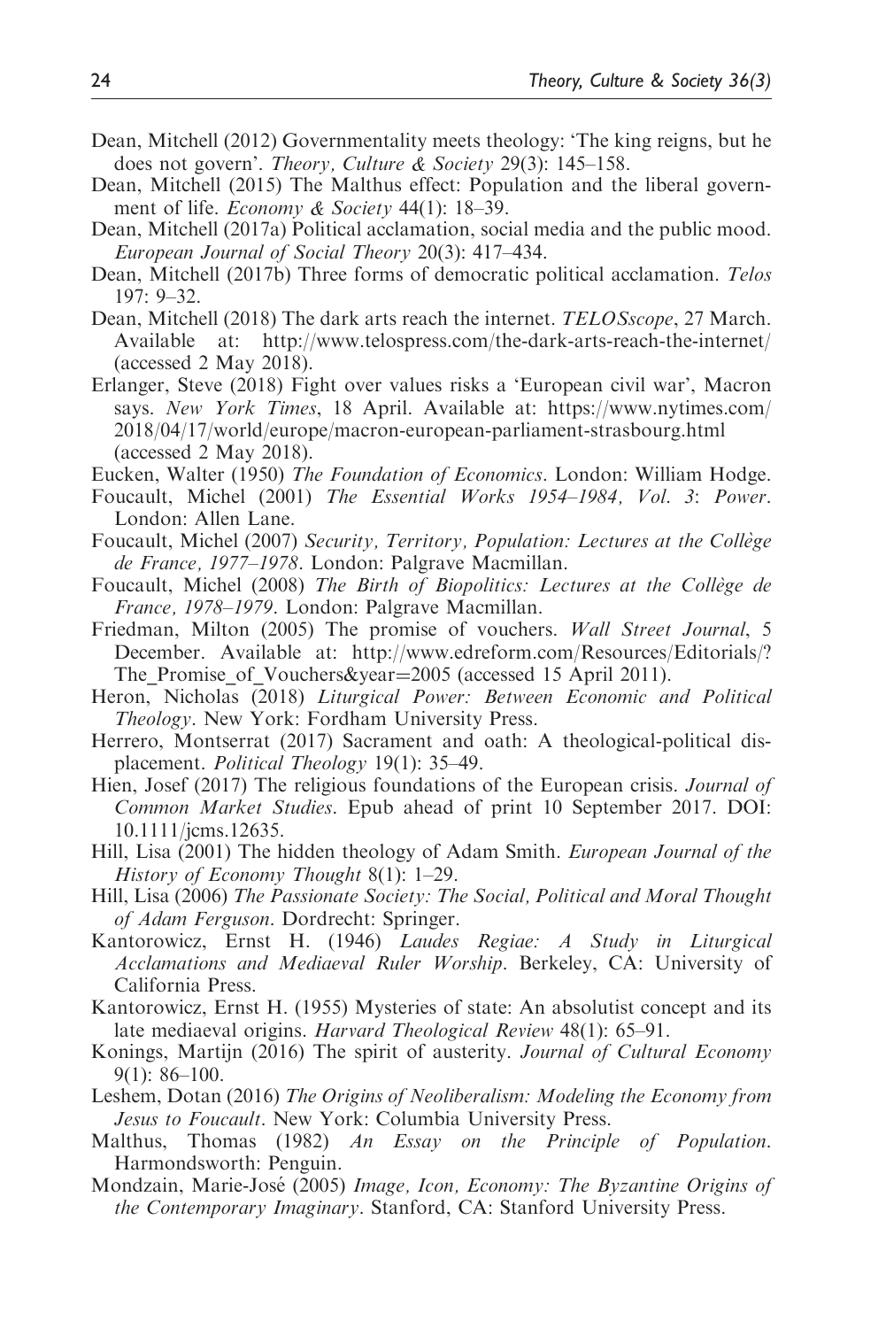Dean, Mitchell (2012) Governmentality meets theology: 'The king reigns, but he does not govern'. *Theory, Culture & Society* 29(3): 145–158.

Dean, Mitchell (2015) The Malthus effect: Population and the liberal government of life. *Economy & Society* 44(1): 18–39.

Dean, Mitchell (2017a) Political acclamation, social media and the public mood. *European Journal of Social Theory* 20(3): 417–434.

Dean, Mitchell (2017b) Three forms of democratic political acclamation. *Telos* 197: 9–32.

Dean, Mitchell (2018) The dark arts reach the internet. *TELOSscope*, 27 March. Available at: http://www.telospress.com/the-dark-arts-reach-the-internet/ (accessed 2 May 2018).

Erlanger, Steve (2018) Fight over values risks a 'European civil war', Macron says. *New York Times*, 18 April. Available at: https://www.nytimes.com/2018/04/17/world/europe/macron-european-parliament-strasbourg.html (accessed 2 May 2018).

Eucken, Walter (1950) *The Foundation of Economics*. London: William Hodge.

Foucault, Michel (2001) *The Essential Works 1954–1984, Vol. 3: Power*. London: Allen Lane.

Foucault, Michel (2007) *Security, Territory, Population: Lectures at the Collège de France, 1977–1978*. London: Palgrave Macmillan.

Foucault, Michel (2008) *The Birth of Biopolitics: Lectures at the Collège de France, 1978–1979*. London: Palgrave Macmillan.

Friedman, Milton (2005) The promise of vouchers. *Wall Street Journal*, 5 December. Available at: http://www.edreform.com/Resources/Editorials/?The_Promise_of_Vouchers&year=2005 (accessed 15 April 2011).

Heron, Nicholas (2018) *Liturgical Power: Between Economic and Political Theology*. New York: Fordham University Press.

Herrero, Montserrat (2017) Sacrament and oath: A theological-political displacement. *Political Theology* 19(1): 35–49.

Hien, Josef (2017) The religious foundations of the European crisis. *Journal of Common Market Studies*. Epub ahead of print 10 September 2017. DOI: 10.1111/jcms.12635.

Hill, Lisa (2001) The hidden theology of Adam Smith. *European Journal of the History of Economy Thought* 8(1): 1–29.

Hill, Lisa (2006) *The Passionate Society: The Social, Political and Moral Thought of Adam Ferguson*. Dordrecht: Springer.

Kantorowicz, Ernst H. (1946) *Laudes Regiae: A Study in Liturgical Acclamations and Mediaeval Ruler Worship*. Berkeley, CA: University of California Press.

Kantorowicz, Ernst H. (1955) Mysteries of state: An absolutist concept and its late mediaeval origins. *Harvard Theological Review* 48(1): 65–91.

Konings, Martijn (2016) The spirit of austerity. *Journal of Cultural Economy* 9(1): 86–100.

Leshem, Dotan (2016) *The Origins of Neoliberalism: Modeling the Economy from Jesus to Foucault*. New York: Columbia University Press.

Malthus, Thomas (1982) *An Essay on the Principle of Population*. Harmondsworth: Penguin.

Mondzain, Marie-José (2005) *Image, Icon, Economy: The Byzantine Origins of the Contemporary Imaginary*. Stanford, CA: Stanford University Press.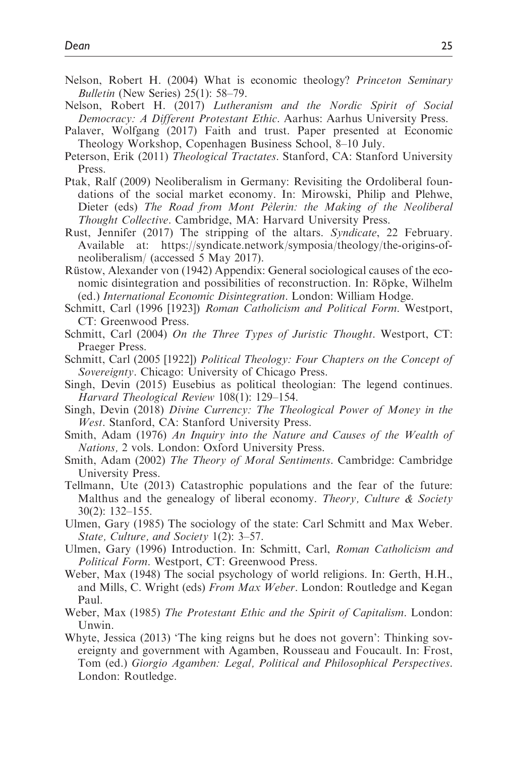Nelson, Robert H. (2004) What is economic theology? *Princeton Seminary Bulletin* (New Series) 25(1): 58–79.

Nelson, Robert H. (2017) *Lutheranism and the Nordic Spirit of Social Democracy: A Different Protestant Ethic*. Aarhus: Aarhus University Press.

Palaver, Wolfgang (2017) Faith and trust. Paper presented at Economic Theology Workshop, Copenhagen Business School, 8–10 July.

Peterson, Erik (2011) *Theological Tractates*. Stanford, CA: Stanford University Press.

Ptak, Ralf (2009) Neoliberalism in Germany: Revisiting the Ordoliberal foundations of the social market economy. In: Mirowski, Philip and Plehwe, Dieter (eds) *The Road from Mont Pèlerin: the Making of the Neoliberal Thought Collective*. Cambridge, MA: Harvard University Press.

Rust, Jennifer (2017) The stripping of the altars. *Syndicate*, 22 February. Available at: https://syndicate.network/symposia/theology/the-origins-of-neoliberalism/ (accessed 5 May 2017).

Rüstow, Alexander von (1942) Appendix: General sociological causes of the economic disintegration and possibilities of reconstruction. In: Röpke, Wilhelm (ed.) *International Economic Disintegration*. London: William Hodge.

Schmitt, Carl (1996 [1923]) *Roman Catholicism and Political Form*. Westport, CT: Greenwood Press.

Schmitt, Carl (2004) *On the Three Types of Juristic Thought*. Westport, CT: Praeger Press.

Schmitt, Carl (2005 [1922]) *Political Theology: Four Chapters on the Concept of Sovereignty*. Chicago: University of Chicago Press.

Singh, Devin (2015) Eusebius as political theologian: The legend continues. *Harvard Theological Review* 108(1): 129–154.

Singh, Devin (2018) *Divine Currency: The Theological Power of Money in the West*. Stanford, CA: Stanford University Press.

Smith, Adam (1976) *An Inquiry into the Nature and Causes of the Wealth of Nations,* 2 vols. London: Oxford University Press.

Smith, Adam (2002) *The Theory of Moral Sentiments*. Cambridge: Cambridge University Press.

Tellmann, Ute (2013) Catastrophic populations and the fear of the future: Malthus and the genealogy of liberal economy. *Theory, Culture & Society* 30(2): 132–155.

Ulmen, Gary (1985) The sociology of the state: Carl Schmitt and Max Weber. *State, Culture, and Society* 1(2): 3–57.

Ulmen, Gary (1996) Introduction. In: Schmitt, Carl, *Roman Catholicism and Political Form*. Westport, CT: Greenwood Press.

Weber, Max (1948) The social psychology of world religions. In: Gerth, H.H., and Mills, C. Wright (eds) *From Max Weber*. London: Routledge and Kegan Paul.

Weber, Max (1985) *The Protestant Ethic and the Spirit of Capitalism*. London: Unwin.

Whyte, Jessica (2013) 'The king reigns but he does not govern': Thinking sovereignty and government with Agamben, Rousseau and Foucault. In: Frost, Tom (ed.) *Giorgio Agamben: Legal, Political and Philosophical Perspectives*. London: Routledge.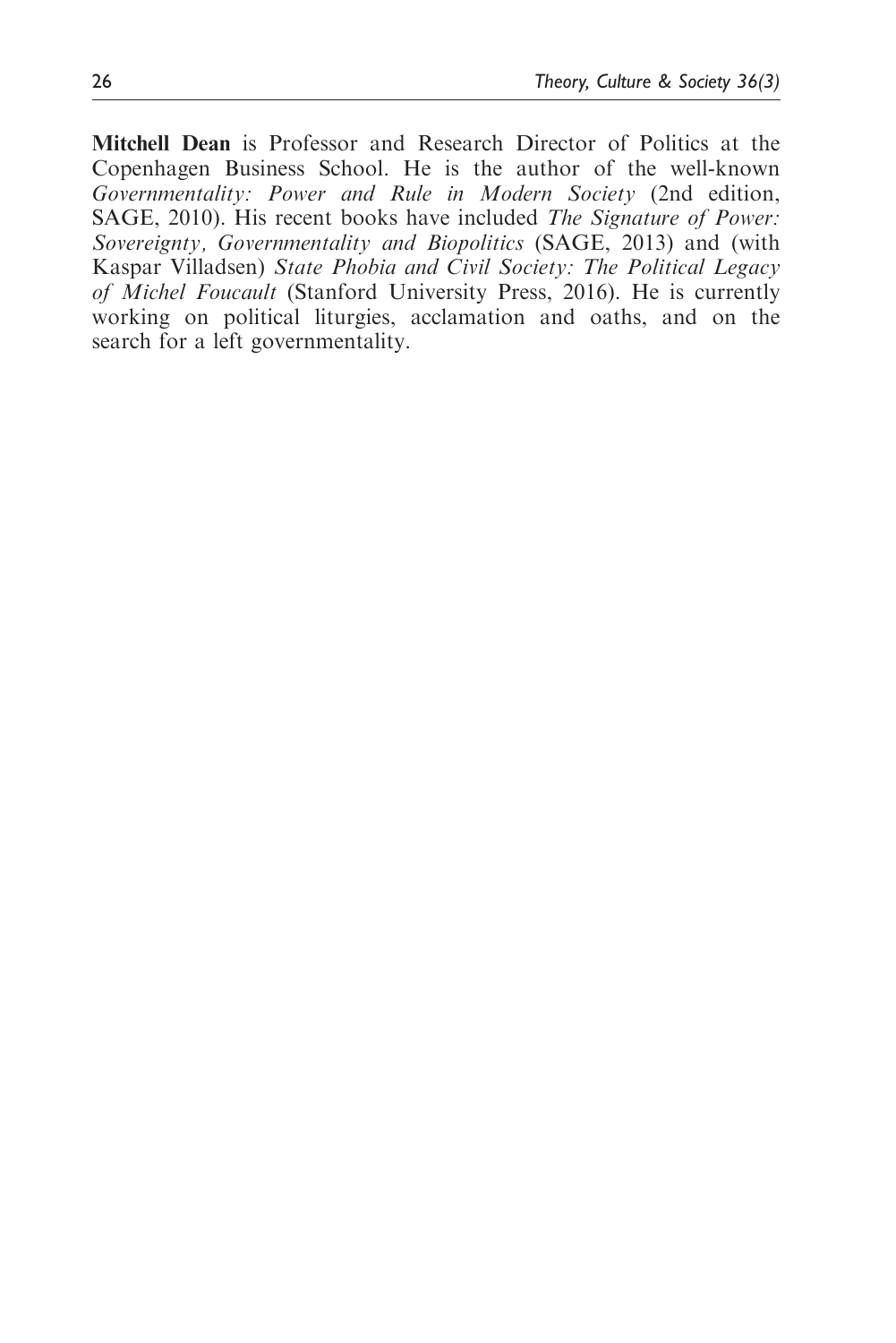**Mitchell Dean** is Professor and Research Director of Politics at the Copenhagen Business School. He is the author of the well-known *Governmentality: Power and Rule in Modern Society* (2nd edition, SAGE, 2010). His recent books have included *The Signature of Power: Sovereignty, Governmentality and Biopolitics* (SAGE, 2013) and (with Kaspar Villadsen) *State Phobia and Civil Society: The Political Legacy of Michel Foucault* (Stanford University Press, 2016). He is currently working on political liturgies, acclamation and oaths, and on the search for a left governmentality.